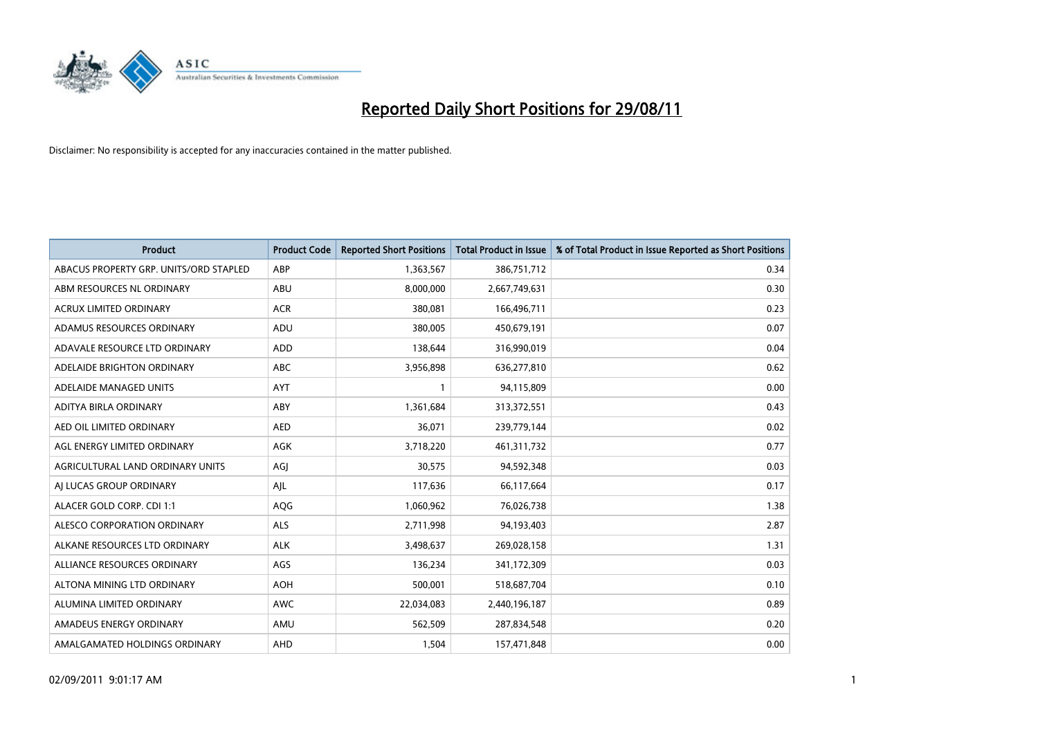# Reported Daily Short Positions for 29/08/11

Disclaimer: No responsibility is accepted for any inaccuracies contained in the matter published.

| Product | Product Code | Reported Short Positions | Total Product in Issue | % of Total Product in Issue Reported as Short Positions |
|---|---|---|---|---|
| ABACUS PROPERTY GRP. UNITS/ORD STAPLED | ABP | 1,363,567 | 386,751,712 | 0.34 |
| ABM RESOURCES NL ORDINARY | ABU | 8,000,000 | 2,667,749,631 | 0.30 |
| ACRUX LIMITED ORDINARY | ACR | 380,081 | 166,496,711 | 0.23 |
| ADAMUS RESOURCES ORDINARY | ADU | 380,005 | 450,679,191 | 0.07 |
| ADAVALE RESOURCE LTD ORDINARY | ADD | 138,644 | 316,990,019 | 0.04 |
| ADELAIDE BRIGHTON ORDINARY | ABC | 3,956,898 | 636,277,810 | 0.62 |
| ADELAIDE MANAGED UNITS | AYT | 1 | 94,115,809 | 0.00 |
| ADITYA BIRLA ORDINARY | ABY | 1,361,684 | 313,372,551 | 0.43 |
| AED OIL LIMITED ORDINARY | AED | 36,071 | 239,779,144 | 0.02 |
| AGL ENERGY LIMITED ORDINARY | AGK | 3,718,220 | 461,311,732 | 0.77 |
| AGRICULTURAL LAND ORDINARY UNITS | AGJ | 30,575 | 94,592,348 | 0.03 |
| AJ LUCAS GROUP ORDINARY | AJL | 117,636 | 66,117,664 | 0.17 |
| ALACER GOLD CORP. CDI 1:1 | AQG | 1,060,962 | 76,026,738 | 1.38 |
| ALESCO CORPORATION ORDINARY | ALS | 2,711,998 | 94,193,403 | 2.87 |
| ALKANE RESOURCES LTD ORDINARY | ALK | 3,498,637 | 269,028,158 | 1.31 |
| ALLIANCE RESOURCES ORDINARY | AGS | 136,234 | 341,172,309 | 0.03 |
| ALTONA MINING LTD ORDINARY | AOH | 500,001 | 518,687,704 | 0.10 |
| ALUMINA LIMITED ORDINARY | AWC | 22,034,083 | 2,440,196,187 | 0.89 |
| AMADEUS ENERGY ORDINARY | AMU | 562,509 | 287,834,548 | 0.20 |
| AMALGAMATED HOLDINGS ORDINARY | AHD | 1,504 | 157,471,848 | 0.00 |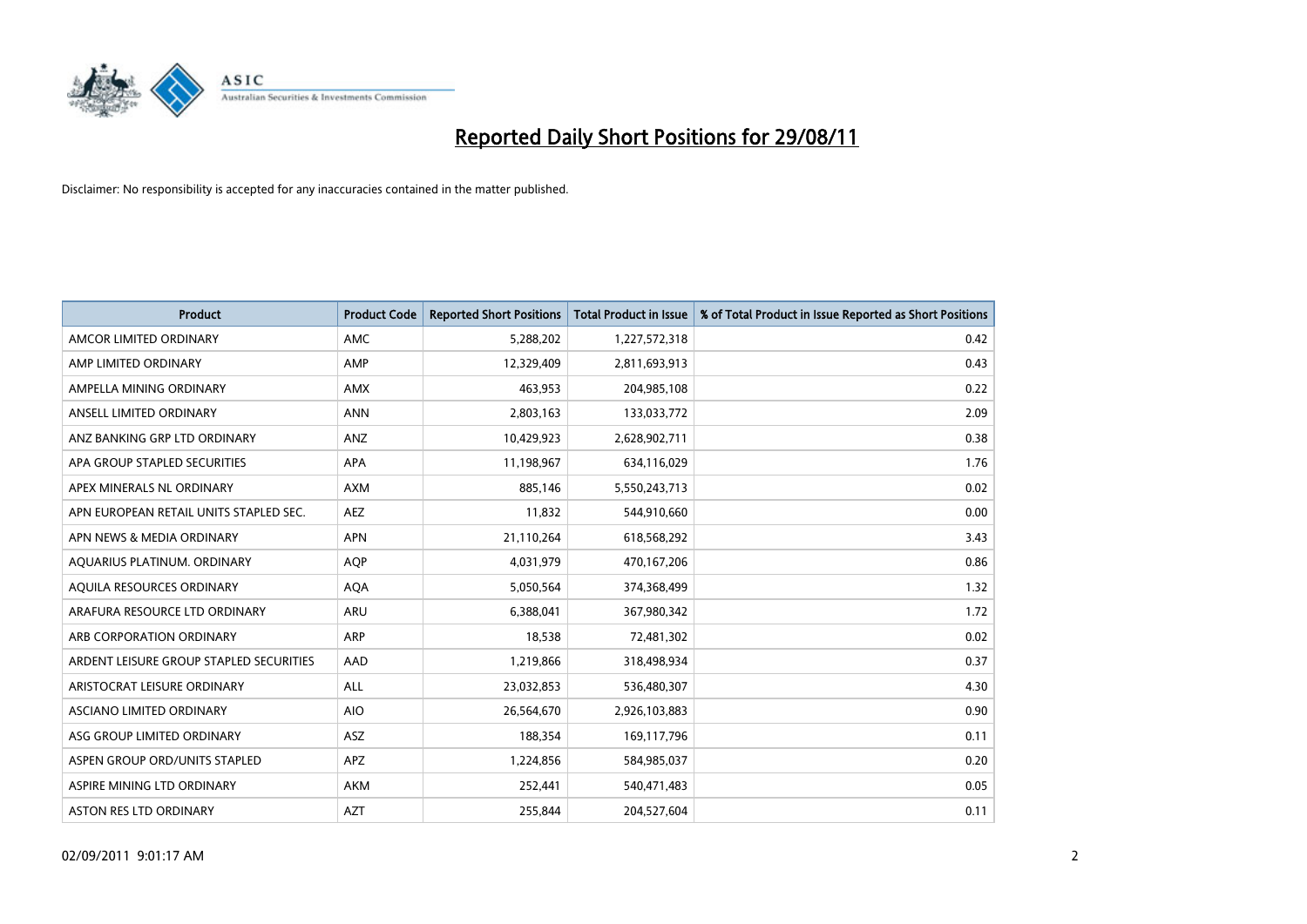# Reported Daily Short Positions for 29/08/11

Disclaimer: No responsibility is accepted for any inaccuracies contained in the matter published.

| Product | Product Code | Reported Short Positions | Total Product in Issue | % of Total Product in Issue Reported as Short Positions |
|---|---|---|---|---|
| AMCOR LIMITED ORDINARY | AMC | 5,288,202 | 1,227,572,318 | 0.42 |
| AMP LIMITED ORDINARY | AMP | 12,329,409 | 2,811,693,913 | 0.43 |
| AMPELLA MINING ORDINARY | AMX | 463,953 | 204,985,108 | 0.22 |
| ANSELL LIMITED ORDINARY | ANN | 2,803,163 | 133,033,772 | 2.09 |
| ANZ BANKING GRP LTD ORDINARY | ANZ | 10,429,923 | 2,628,902,711 | 0.38 |
| APA GROUP STAPLED SECURITIES | APA | 11,198,967 | 634,116,029 | 1.76 |
| APEX MINERALS NL ORDINARY | AXM | 885,146 | 5,550,243,713 | 0.02 |
| APN EUROPEAN RETAIL UNITS STAPLED SEC. | AEZ | 11,832 | 544,910,660 | 0.00 |
| APN NEWS & MEDIA ORDINARY | APN | 21,110,264 | 618,568,292 | 3.43 |
| AQUARIUS PLATINUM. ORDINARY | AQP | 4,031,979 | 470,167,206 | 0.86 |
| AQUILA RESOURCES ORDINARY | AQA | 5,050,564 | 374,368,499 | 1.32 |
| ARAFURA RESOURCE LTD ORDINARY | ARU | 6,388,041 | 367,980,342 | 1.72 |
| ARB CORPORATION ORDINARY | ARP | 18,538 | 72,481,302 | 0.02 |
| ARDENT LEISURE GROUP STAPLED SECURITIES | AAD | 1,219,866 | 318,498,934 | 0.37 |
| ARISTOCRAT LEISURE ORDINARY | ALL | 23,032,853 | 536,480,307 | 4.30 |
| ASCIANO LIMITED ORDINARY | AIO | 26,564,670 | 2,926,103,883 | 0.90 |
| ASG GROUP LIMITED ORDINARY | ASZ | 188,354 | 169,117,796 | 0.11 |
| ASPEN GROUP ORD/UNITS STAPLED | APZ | 1,224,856 | 584,985,037 | 0.20 |
| ASPIRE MINING LTD ORDINARY | AKM | 252,441 | 540,471,483 | 0.05 |
| ASTON RES LTD ORDINARY | AZT | 255,844 | 204,527,604 | 0.11 |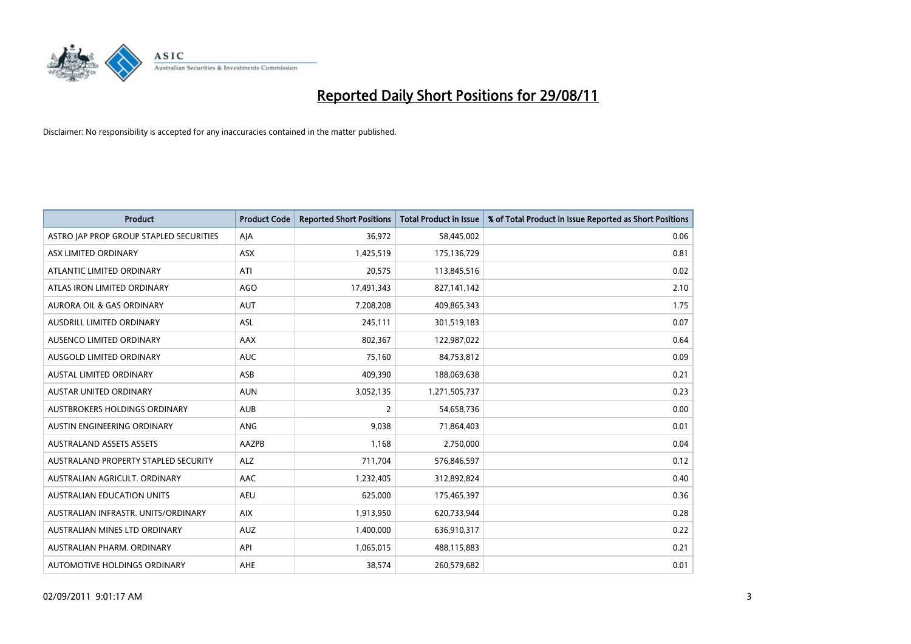# Reported Daily Short Positions for 29/08/11

Disclaimer: No responsibility is accepted for any inaccuracies contained in the matter published.

| Product | Product Code | Reported Short Positions | Total Product in Issue | % of Total Product in Issue Reported as Short Positions |
|---|---|---|---|---|
| ASTRO JAP PROP GROUP STAPLED SECURITIES | AJA | 36,972 | 58,445,002 | 0.06 |
| ASX LIMITED ORDINARY | ASX | 1,425,519 | 175,136,729 | 0.81 |
| ATLANTIC LIMITED ORDINARY | ATI | 20,575 | 113,845,516 | 0.02 |
| ATLAS IRON LIMITED ORDINARY | AGO | 17,491,343 | 827,141,142 | 2.10 |
| AURORA OIL & GAS ORDINARY | AUT | 7,208,208 | 409,865,343 | 1.75 |
| AUSDRILL LIMITED ORDINARY | ASL | 245,111 | 301,519,183 | 0.07 |
| AUSENCO LIMITED ORDINARY | AAX | 802,367 | 122,987,022 | 0.64 |
| AUSGOLD LIMITED ORDINARY | AUC | 75,160 | 84,753,812 | 0.09 |
| AUSTAL LIMITED ORDINARY | ASB | 409,390 | 188,069,638 | 0.21 |
| AUSTAR UNITED ORDINARY | AUN | 3,052,135 | 1,271,505,737 | 0.23 |
| AUSTBROKERS HOLDINGS ORDINARY | AUB | 2 | 54,658,736 | 0.00 |
| AUSTIN ENGINEERING ORDINARY | ANG | 9,038 | 71,864,403 | 0.01 |
| AUSTRALAND ASSETS ASSETS | AAZPB | 1,168 | 2,750,000 | 0.04 |
| AUSTRALAND PROPERTY STAPLED SECURITY | ALZ | 711,704 | 576,846,597 | 0.12 |
| AUSTRALIAN AGRICULT. ORDINARY | AAC | 1,232,405 | 312,892,824 | 0.40 |
| AUSTRALIAN EDUCATION UNITS | AEU | 625,000 | 175,465,397 | 0.36 |
| AUSTRALIAN INFRASTR. UNITS/ORDINARY | AIX | 1,913,950 | 620,733,944 | 0.28 |
| AUSTRALIAN MINES LTD ORDINARY | AUZ | 1,400,000 | 636,910,317 | 0.22 |
| AUSTRALIAN PHARM. ORDINARY | API | 1,065,015 | 488,115,883 | 0.21 |
| AUTOMOTIVE HOLDINGS ORDINARY | AHE | 38,574 | 260,579,682 | 0.01 |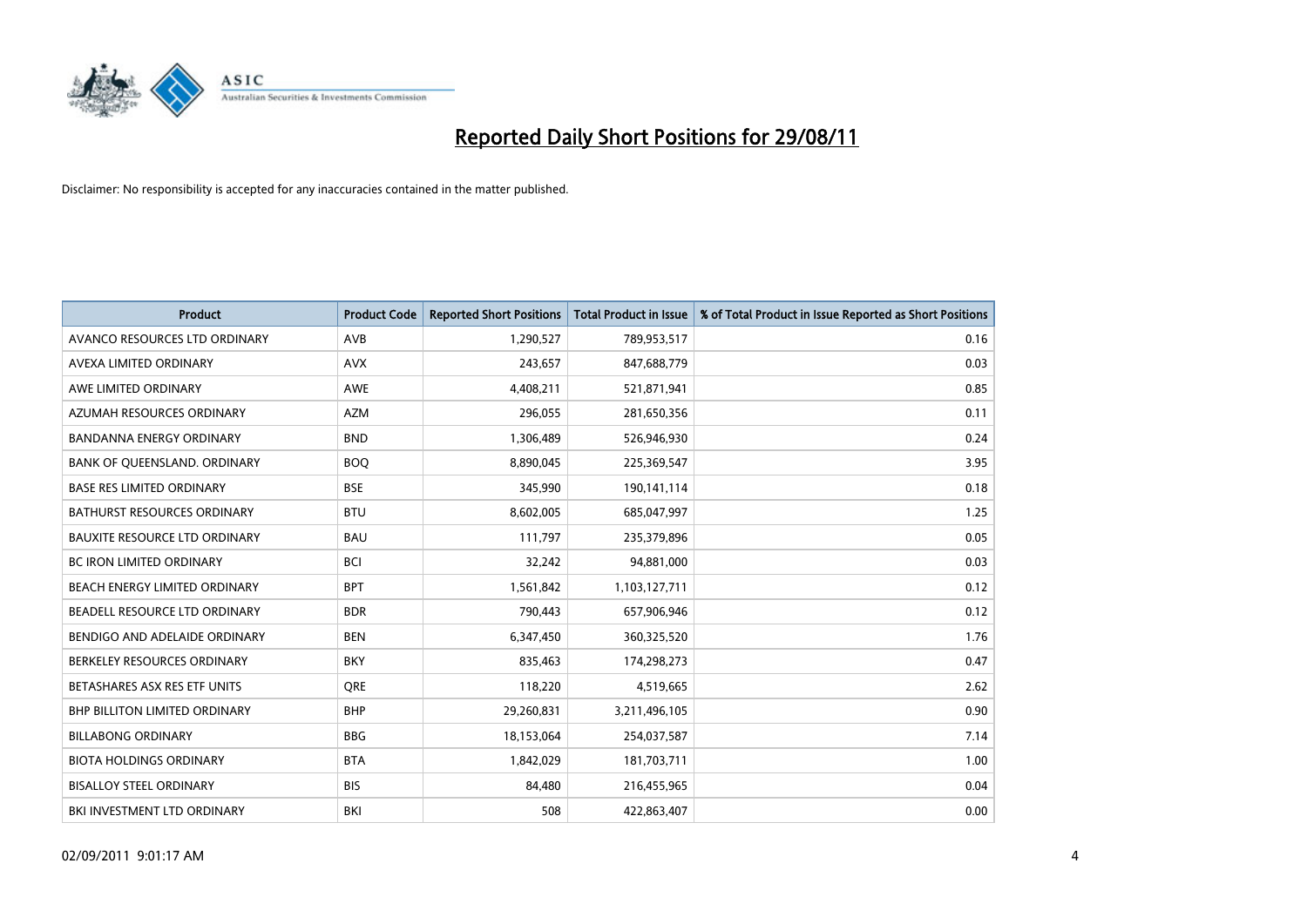# Reported Daily Short Positions for 29/08/11

Disclaimer: No responsibility is accepted for any inaccuracies contained in the matter published.

| Product | Product Code | Reported Short Positions | Total Product in Issue | % of Total Product in Issue Reported as Short Positions |
|---|---|---|---|---|
| AVANCO RESOURCES LTD ORDINARY | AVB | 1,290,527 | 789,953,517 | 0.16 |
| AVEXA LIMITED ORDINARY | AVX | 243,657 | 847,688,779 | 0.03 |
| AWE LIMITED ORDINARY | AWE | 4,408,211 | 521,871,941 | 0.85 |
| AZUMAH RESOURCES ORDINARY | AZM | 296,055 | 281,650,356 | 0.11 |
| BANDANNA ENERGY ORDINARY | BND | 1,306,489 | 526,946,930 | 0.24 |
| BANK OF QUEENSLAND. ORDINARY | BOQ | 8,890,045 | 225,369,547 | 3.95 |
| BASE RES LIMITED ORDINARY | BSE | 345,990 | 190,141,114 | 0.18 |
| BATHURST RESOURCES ORDINARY | BTU | 8,602,005 | 685,047,997 | 1.25 |
| BAUXITE RESOURCE LTD ORDINARY | BAU | 111,797 | 235,379,896 | 0.05 |
| BC IRON LIMITED ORDINARY | BCI | 32,242 | 94,881,000 | 0.03 |
| BEACH ENERGY LIMITED ORDINARY | BPT | 1,561,842 | 1,103,127,711 | 0.12 |
| BEADELL RESOURCE LTD ORDINARY | BDR | 790,443 | 657,906,946 | 0.12 |
| BENDIGO AND ADELAIDE ORDINARY | BEN | 6,347,450 | 360,325,520 | 1.76 |
| BERKELEY RESOURCES ORDINARY | BKY | 835,463 | 174,298,273 | 0.47 |
| BETASHARES ASX RES ETF UNITS | QRE | 118,220 | 4,519,665 | 2.62 |
| BHP BILLITON LIMITED ORDINARY | BHP | 29,260,831 | 3,211,496,105 | 0.90 |
| BILLABONG ORDINARY | BBG | 18,153,064 | 254,037,587 | 7.14 |
| BIOTA HOLDINGS ORDINARY | BTA | 1,842,029 | 181,703,711 | 1.00 |
| BISALLOY STEEL ORDINARY | BIS | 84,480 | 216,455,965 | 0.04 |
| BKI INVESTMENT LTD ORDINARY | BKI | 508 | 422,863,407 | 0.00 |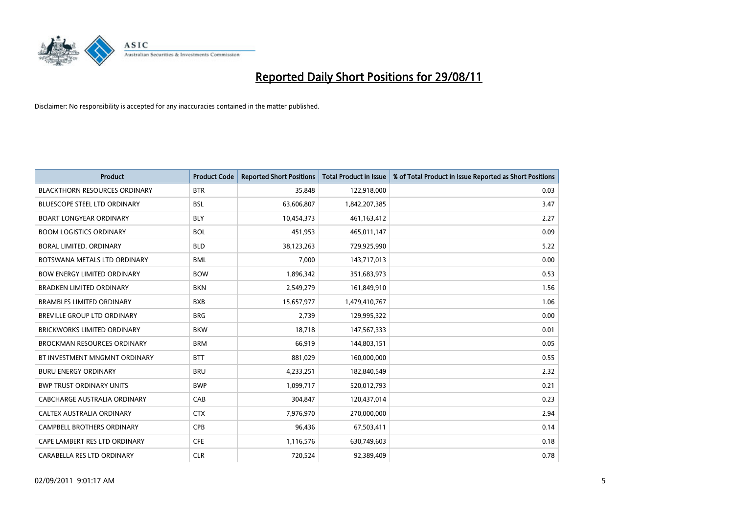# Reported Daily Short Positions for 29/08/11

Disclaimer: No responsibility is accepted for any inaccuracies contained in the matter published.

| Product | Product Code | Reported Short Positions | Total Product in Issue | % of Total Product in Issue Reported as Short Positions |
|---|---|---|---|---|
| BLACKTHORN RESOURCES ORDINARY | BTR | 35,848 | 122,918,000 | 0.03 |
| BLUESCOPE STEEL LTD ORDINARY | BSL | 63,606,807 | 1,842,207,385 | 3.47 |
| BOART LONGYEAR ORDINARY | BLY | 10,454,373 | 461,163,412 | 2.27 |
| BOOM LOGISTICS ORDINARY | BOL | 451,953 | 465,011,147 | 0.09 |
| BORAL LIMITED. ORDINARY | BLD | 38,123,263 | 729,925,990 | 5.22 |
| BOTSWANA METALS LTD ORDINARY | BML | 7,000 | 143,717,013 | 0.00 |
| BOW ENERGY LIMITED ORDINARY | BOW | 1,896,342 | 351,683,973 | 0.53 |
| BRADKEN LIMITED ORDINARY | BKN | 2,549,279 | 161,849,910 | 1.56 |
| BRAMBLES LIMITED ORDINARY | BXB | 15,657,977 | 1,479,410,767 | 1.06 |
| BREVILLE GROUP LTD ORDINARY | BRG | 2,739 | 129,995,322 | 0.00 |
| BRICKWORKS LIMITED ORDINARY | BKW | 18,718 | 147,567,333 | 0.01 |
| BROCKMAN RESOURCES ORDINARY | BRM | 66,919 | 144,803,151 | 0.05 |
| BT INVESTMENT MNGMNT ORDINARY | BTT | 881,029 | 160,000,000 | 0.55 |
| BURU ENERGY ORDINARY | BRU | 4,233,251 | 182,840,549 | 2.32 |
| BWP TRUST ORDINARY UNITS | BWP | 1,099,717 | 520,012,793 | 0.21 |
| CABCHARGE AUSTRALIA ORDINARY | CAB | 304,847 | 120,437,014 | 0.23 |
| CALTEX AUSTRALIA ORDINARY | CTX | 7,976,970 | 270,000,000 | 2.94 |
| CAMPBELL BROTHERS ORDINARY | CPB | 96,436 | 67,503,411 | 0.14 |
| CAPE LAMBERT RES LTD ORDINARY | CFE | 1,116,576 | 630,749,603 | 0.18 |
| CARABELLA RES LTD ORDINARY | CLR | 720,524 | 92,389,409 | 0.78 |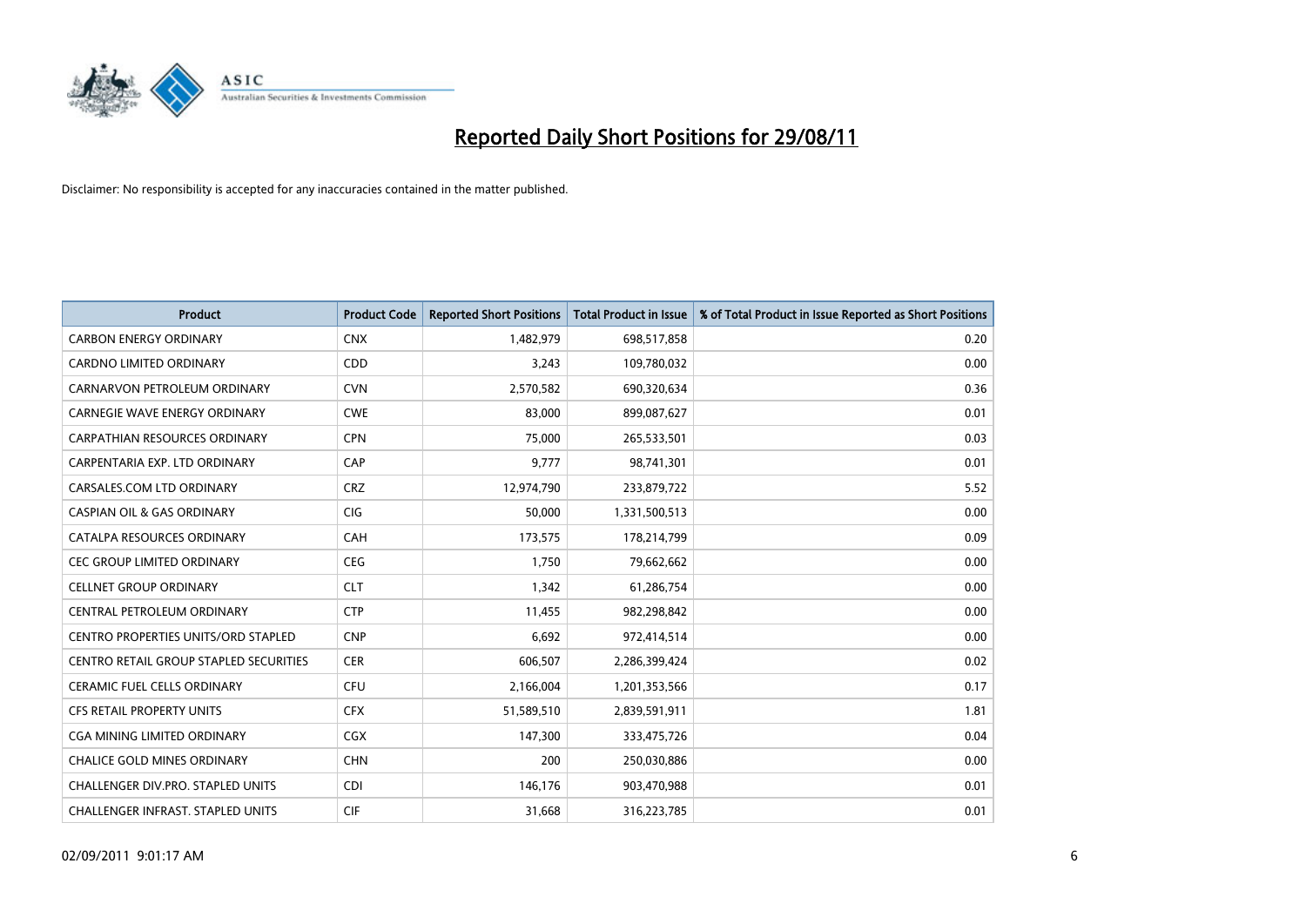# Reported Daily Short Positions for 29/08/11

Disclaimer: No responsibility is accepted for any inaccuracies contained in the matter published.

| Product | Product Code | Reported Short Positions | Total Product in Issue | % of Total Product in Issue Reported as Short Positions |
|---|---|---|---|---|
| CARBON ENERGY ORDINARY | CNX | 1,482,979 | 698,517,858 | 0.20 |
| CARDNO LIMITED ORDINARY | CDD | 3,243 | 109,780,032 | 0.00 |
| CARNARVON PETROLEUM ORDINARY | CVN | 2,570,582 | 690,320,634 | 0.36 |
| CARNEGIE WAVE ENERGY ORDINARY | CWE | 83,000 | 899,087,627 | 0.01 |
| CARPATHIAN RESOURCES ORDINARY | CPN | 75,000 | 265,533,501 | 0.03 |
| CARPENTARIA EXP. LTD ORDINARY | CAP | 9,777 | 98,741,301 | 0.01 |
| CARSALES.COM LTD ORDINARY | CRZ | 12,974,790 | 233,879,722 | 5.52 |
| CASPIAN OIL & GAS ORDINARY | CIG | 50,000 | 1,331,500,513 | 0.00 |
| CATALPA RESOURCES ORDINARY | CAH | 173,575 | 178,214,799 | 0.09 |
| CEC GROUP LIMITED ORDINARY | CEG | 1,750 | 79,662,662 | 0.00 |
| CELLNET GROUP ORDINARY | CLT | 1,342 | 61,286,754 | 0.00 |
| CENTRAL PETROLEUM ORDINARY | CTP | 11,455 | 982,298,842 | 0.00 |
| CENTRO PROPERTIES UNITS/ORD STAPLED | CNP | 6,692 | 972,414,514 | 0.00 |
| CENTRO RETAIL GROUP STAPLED SECURITIES | CER | 606,507 | 2,286,399,424 | 0.02 |
| CERAMIC FUEL CELLS ORDINARY | CFU | 2,166,004 | 1,201,353,566 | 0.17 |
| CFS RETAIL PROPERTY UNITS | CFX | 51,589,510 | 2,839,591,911 | 1.81 |
| CGA MINING LIMITED ORDINARY | CGX | 147,300 | 333,475,726 | 0.04 |
| CHALICE GOLD MINES ORDINARY | CHN | 200 | 250,030,886 | 0.00 |
| CHALLENGER DIV.PRO. STAPLED UNITS | CDI | 146,176 | 903,470,988 | 0.01 |
| CHALLENGER INFRAST. STAPLED UNITS | CIF | 31,668 | 316,223,785 | 0.01 |

02/09/2011 9:01:17 AM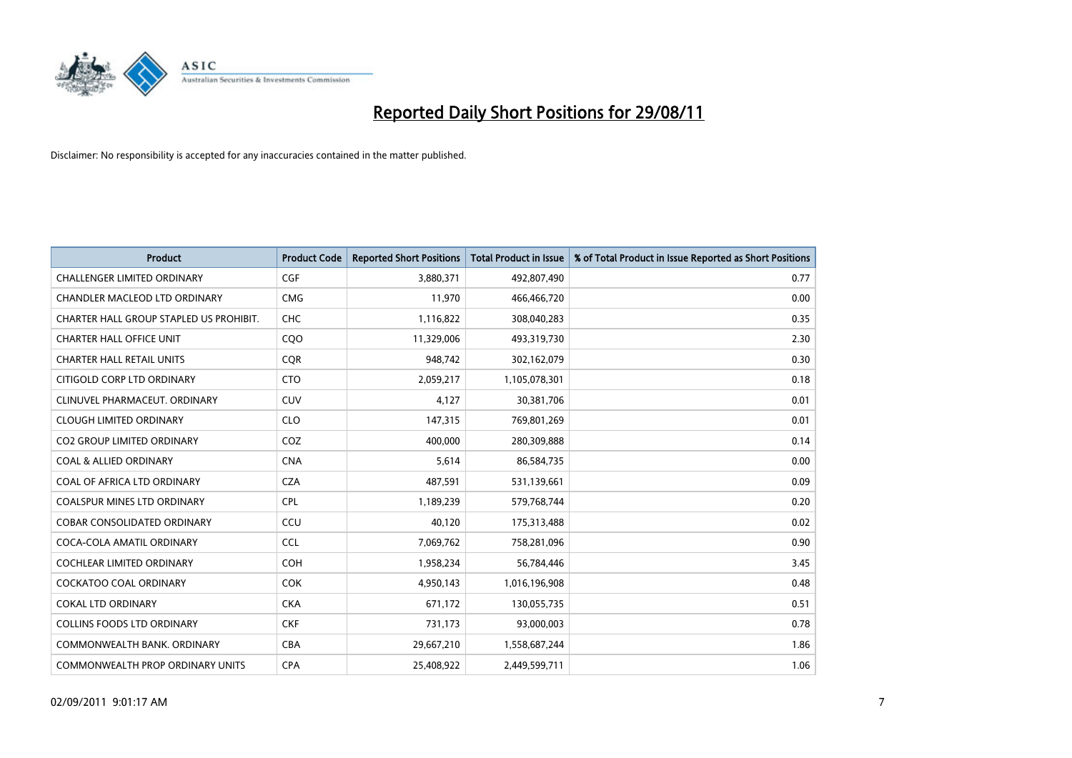# Reported Daily Short Positions for 29/08/11

Disclaimer: No responsibility is accepted for any inaccuracies contained in the matter published.

| Product | Product Code | Reported Short Positions | Total Product in Issue | % of Total Product in Issue Reported as Short Positions |
|---|---|---|---|---|
| CHALLENGER LIMITED ORDINARY | CGF | 3,880,371 | 492,807,490 | 0.77 |
| CHANDLER MACLEOD LTD ORDINARY | CMG | 11,970 | 466,466,720 | 0.00 |
| CHARTER HALL GROUP STAPLED US PROHIBIT. | CHC | 1,116,822 | 308,040,283 | 0.35 |
| CHARTER HALL OFFICE UNIT | CQO | 11,329,006 | 493,319,730 | 2.30 |
| CHARTER HALL RETAIL UNITS | CQR | 948,742 | 302,162,079 | 0.30 |
| CITIGOLD CORP LTD ORDINARY | CTO | 2,059,217 | 1,105,078,301 | 0.18 |
| CLINUVEL PHARMACEUT. ORDINARY | CUV | 4,127 | 30,381,706 | 0.01 |
| CLOUGH LIMITED ORDINARY | CLO | 147,315 | 769,801,269 | 0.01 |
| CO2 GROUP LIMITED ORDINARY | COZ | 400,000 | 280,309,888 | 0.14 |
| COAL & ALLIED ORDINARY | CNA | 5,614 | 86,584,735 | 0.00 |
| COAL OF AFRICA LTD ORDINARY | CZA | 487,591 | 531,139,661 | 0.09 |
| COALSPUR MINES LTD ORDINARY | CPL | 1,189,239 | 579,768,744 | 0.20 |
| COBAR CONSOLIDATED ORDINARY | CCU | 40,120 | 175,313,488 | 0.02 |
| COCA-COLA AMATIL ORDINARY | CCL | 7,069,762 | 758,281,096 | 0.90 |
| COCHLEAR LIMITED ORDINARY | COH | 1,958,234 | 56,784,446 | 3.45 |
| COCKATOO COAL ORDINARY | COK | 4,950,143 | 1,016,196,908 | 0.48 |
| COKAL LTD ORDINARY | CKA | 671,172 | 130,055,735 | 0.51 |
| COLLINS FOODS LTD ORDINARY | CKF | 731,173 | 93,000,003 | 0.78 |
| COMMONWEALTH BANK. ORDINARY | CBA | 29,667,210 | 1,558,687,244 | 1.86 |
| COMMONWEALTH PROP ORDINARY UNITS | CPA | 25,408,922 | 2,449,599,711 | 1.06 |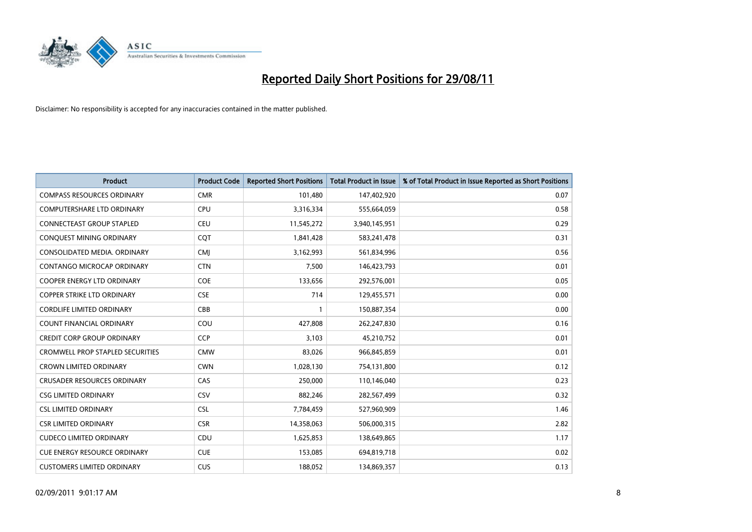# Reported Daily Short Positions for 29/08/11

Disclaimer: No responsibility is accepted for any inaccuracies contained in the matter published.

| Product | Product Code | Reported Short Positions | Total Product in Issue | % of Total Product in Issue Reported as Short Positions |
|---|---|---|---|---|
| COMPASS RESOURCES ORDINARY | CMR | 101,480 | 147,402,920 | 0.07 |
| COMPUTERSHARE LTD ORDINARY | CPU | 3,316,334 | 555,664,059 | 0.58 |
| CONNECTEAST GROUP STAPLED | CEU | 11,545,272 | 3,940,145,951 | 0.29 |
| CONQUEST MINING ORDINARY | CQT | 1,841,428 | 583,241,478 | 0.31 |
| CONSOLIDATED MEDIA. ORDINARY | CMJ | 3,162,993 | 561,834,996 | 0.56 |
| CONTANGO MICROCAP ORDINARY | CTN | 7,500 | 146,423,793 | 0.01 |
| COOPER ENERGY LTD ORDINARY | COE | 133,656 | 292,576,001 | 0.05 |
| COPPER STRIKE LTD ORDINARY | CSE | 714 | 129,455,571 | 0.00 |
| CORDLIFE LIMITED ORDINARY | CBB | 1 | 150,887,354 | 0.00 |
| COUNT FINANCIAL ORDINARY | COU | 427,808 | 262,247,830 | 0.16 |
| CREDIT CORP GROUP ORDINARY | CCP | 3,103 | 45,210,752 | 0.01 |
| CROMWELL PROP STAPLED SECURITIES | CMW | 83,026 | 966,845,859 | 0.01 |
| CROWN LIMITED ORDINARY | CWN | 1,028,130 | 754,131,800 | 0.12 |
| CRUSADER RESOURCES ORDINARY | CAS | 250,000 | 110,146,040 | 0.23 |
| CSG LIMITED ORDINARY | CSV | 882,246 | 282,567,499 | 0.32 |
| CSL LIMITED ORDINARY | CSL | 7,784,459 | 527,960,909 | 1.46 |
| CSR LIMITED ORDINARY | CSR | 14,358,063 | 506,000,315 | 2.82 |
| CUDECO LIMITED ORDINARY | CDU | 1,625,853 | 138,649,865 | 1.17 |
| CUE ENERGY RESOURCE ORDINARY | CUE | 153,085 | 694,819,718 | 0.02 |
| CUSTOMERS LIMITED ORDINARY | CUS | 188,052 | 134,869,357 | 0.13 |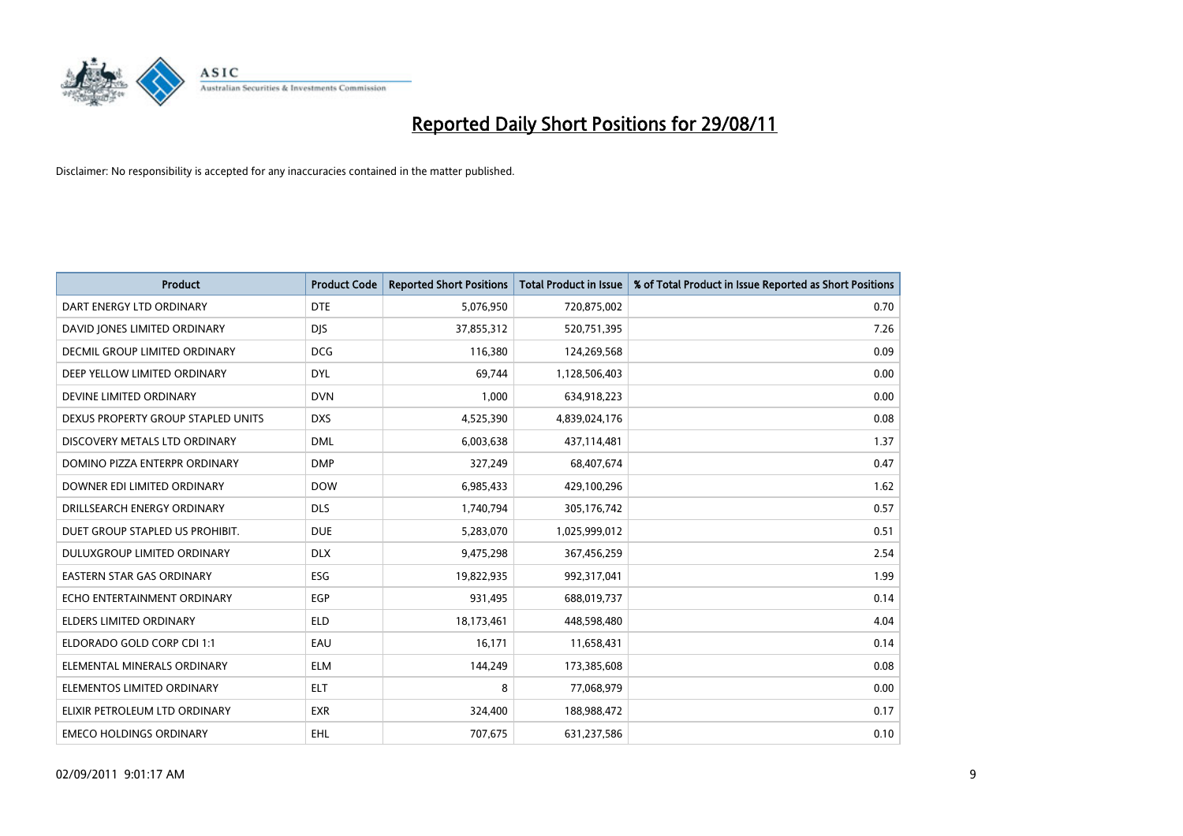# Reported Daily Short Positions for 29/08/11

Disclaimer: No responsibility is accepted for any inaccuracies contained in the matter published.

| Product | Product Code | Reported Short Positions | Total Product in Issue | % of Total Product in Issue Reported as Short Positions |
|---|---|---|---|---|
| DART ENERGY LTD ORDINARY | DTE | 5,076,950 | 720,875,002 | 0.70 |
| DAVID JONES LIMITED ORDINARY | DJS | 37,855,312 | 520,751,395 | 7.26 |
| DECMIL GROUP LIMITED ORDINARY | DCG | 116,380 | 124,269,568 | 0.09 |
| DEEP YELLOW LIMITED ORDINARY | DYL | 69,744 | 1,128,506,403 | 0.00 |
| DEVINE LIMITED ORDINARY | DVN | 1,000 | 634,918,223 | 0.00 |
| DEXUS PROPERTY GROUP STAPLED UNITS | DXS | 4,525,390 | 4,839,024,176 | 0.08 |
| DISCOVERY METALS LTD ORDINARY | DML | 6,003,638 | 437,114,481 | 1.37 |
| DOMINO PIZZA ENTERPR ORDINARY | DMP | 327,249 | 68,407,674 | 0.47 |
| DOWNER EDI LIMITED ORDINARY | DOW | 6,985,433 | 429,100,296 | 1.62 |
| DRILLSEARCH ENERGY ORDINARY | DLS | 1,740,794 | 305,176,742 | 0.57 |
| DUET GROUP STAPLED US PROHIBIT. | DUE | 5,283,070 | 1,025,999,012 | 0.51 |
| DULUXGROUP LIMITED ORDINARY | DLX | 9,475,298 | 367,456,259 | 2.54 |
| EASTERN STAR GAS ORDINARY | ESG | 19,822,935 | 992,317,041 | 1.99 |
| ECHO ENTERTAINMENT ORDINARY | EGP | 931,495 | 688,019,737 | 0.14 |
| ELDERS LIMITED ORDINARY | ELD | 18,173,461 | 448,598,480 | 4.04 |
| ELDORADO GOLD CORP CDI 1:1 | EAU | 16,171 | 11,658,431 | 0.14 |
| ELEMENTAL MINERALS ORDINARY | ELM | 144,249 | 173,385,608 | 0.08 |
| ELEMENTOS LIMITED ORDINARY | ELT | 8 | 77,068,979 | 0.00 |
| ELIXIR PETROLEUM LTD ORDINARY | EXR | 324,400 | 188,988,472 | 0.17 |
| EMECO HOLDINGS ORDINARY | EHL | 707,675 | 631,237,586 | 0.10 |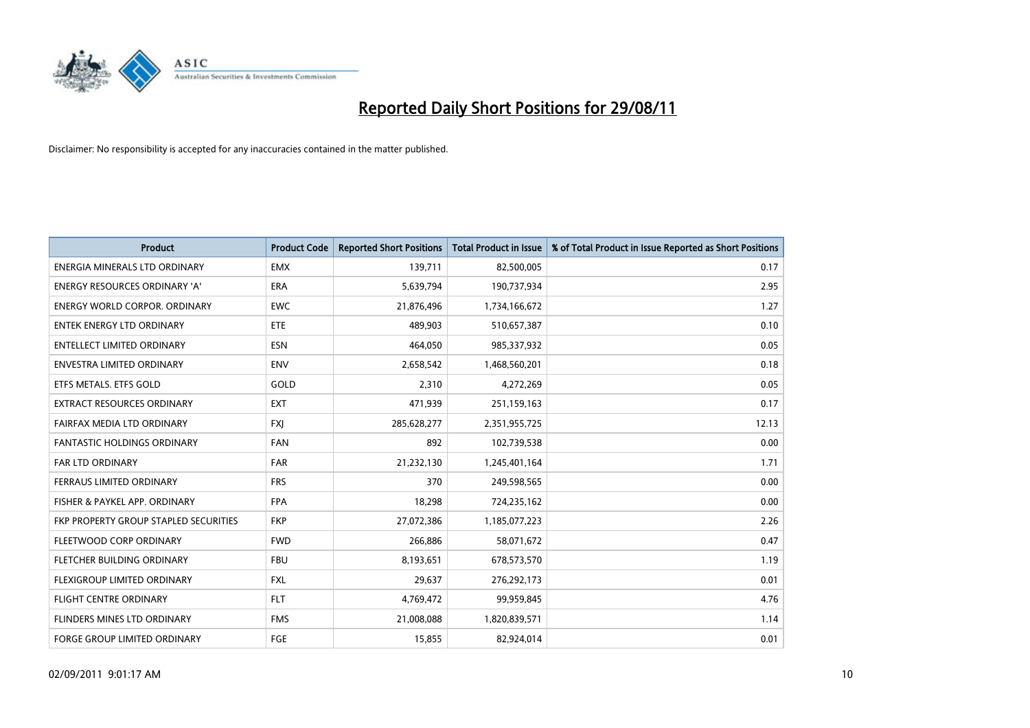# Reported Daily Short Positions for 29/08/11

Disclaimer: No responsibility is accepted for any inaccuracies contained in the matter published.

| Product | Product Code | Reported Short Positions | Total Product in Issue | % of Total Product in Issue Reported as Short Positions |
|---|---|---|---|---|
| ENERGIA MINERALS LTD ORDINARY | EMX | 139,711 | 82,500,005 | 0.17 |
| ENERGY RESOURCES ORDINARY 'A' | ERA | 5,639,794 | 190,737,934 | 2.95 |
| ENERGY WORLD CORPOR. ORDINARY | EWC | 21,876,496 | 1,734,166,672 | 1.27 |
| ENTEK ENERGY LTD ORDINARY | ETE | 489,903 | 510,657,387 | 0.10 |
| ENTELLECT LIMITED ORDINARY | ESN | 464,050 | 985,337,932 | 0.05 |
| ENVESTRA LIMITED ORDINARY | ENV | 2,658,542 | 1,468,560,201 | 0.18 |
| ETFS METALS. ETFS GOLD | GOLD | 2,310 | 4,272,269 | 0.05 |
| EXTRACT RESOURCES ORDINARY | EXT | 471,939 | 251,159,163 | 0.17 |
| FAIRFAX MEDIA LTD ORDINARY | FXJ | 285,628,277 | 2,351,955,725 | 12.13 |
| FANTASTIC HOLDINGS ORDINARY | FAN | 892 | 102,739,538 | 0.00 |
| FAR LTD ORDINARY | FAR | 21,232,130 | 1,245,401,164 | 1.71 |
| FERRAUS LIMITED ORDINARY | FRS | 370 | 249,598,565 | 0.00 |
| FISHER & PAYKEL APP. ORDINARY | FPA | 18,298 | 724,235,162 | 0.00 |
| FKP PROPERTY GROUP STAPLED SECURITIES | FKP | 27,072,386 | 1,185,077,223 | 2.26 |
| FLEETWOOD CORP ORDINARY | FWD | 266,886 | 58,071,672 | 0.47 |
| FLETCHER BUILDING ORDINARY | FBU | 8,193,651 | 678,573,570 | 1.19 |
| FLEXIGROUP LIMITED ORDINARY | FXL | 29,637 | 276,292,173 | 0.01 |
| FLIGHT CENTRE ORDINARY | FLT | 4,769,472 | 99,959,845 | 4.76 |
| FLINDERS MINES LTD ORDINARY | FMS | 21,008,088 | 1,820,839,571 | 1.14 |
| FORGE GROUP LIMITED ORDINARY | FGE | 15,855 | 82,924,014 | 0.01 |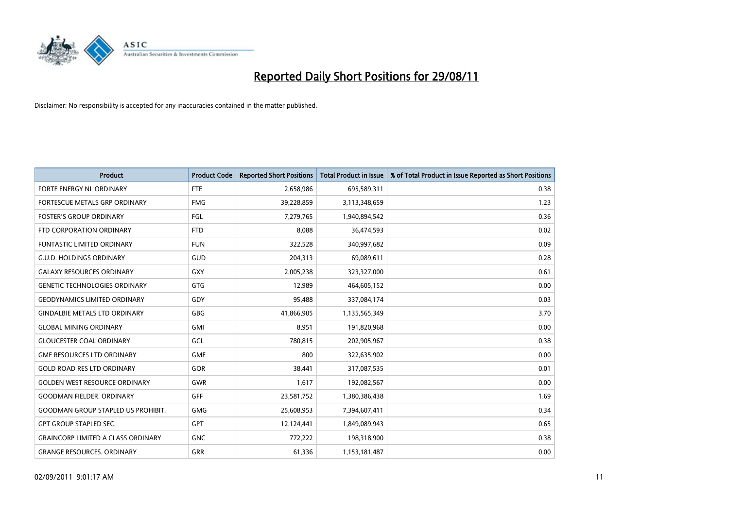# Reported Daily Short Positions for 29/08/11

Disclaimer: No responsibility is accepted for any inaccuracies contained in the matter published.

| Product | Product Code | Reported Short Positions | Total Product in Issue | % of Total Product in Issue Reported as Short Positions |
|---|---|---|---|---|
| FORTE ENERGY NL ORDINARY | FTE | 2,658,986 | 695,589,311 | 0.38 |
| FORTESCUE METALS GRP ORDINARY | FMG | 39,228,859 | 3,113,348,659 | 1.23 |
| FOSTER'S GROUP ORDINARY | FGL | 7,279,765 | 1,940,894,542 | 0.36 |
| FTD CORPORATION ORDINARY | FTD | 8,088 | 36,474,593 | 0.02 |
| FUNTASTIC LIMITED ORDINARY | FUN | 322,528 | 340,997,682 | 0.09 |
| G.U.D. HOLDINGS ORDINARY | GUD | 204,313 | 69,089,611 | 0.28 |
| GALAXY RESOURCES ORDINARY | GXY | 2,005,238 | 323,327,000 | 0.61 |
| GENETIC TECHNOLOGIES ORDINARY | GTG | 12,989 | 464,605,152 | 0.00 |
| GEODYNAMICS LIMITED ORDINARY | GDY | 95,488 | 337,084,174 | 0.03 |
| GINDALBIE METALS LTD ORDINARY | GBG | 41,866,905 | 1,135,565,349 | 3.70 |
| GLOBAL MINING ORDINARY | GMI | 8,951 | 191,820,968 | 0.00 |
| GLOUCESTER COAL ORDINARY | GCL | 780,815 | 202,905,967 | 0.38 |
| GME RESOURCES LTD ORDINARY | GME | 800 | 322,635,902 | 0.00 |
| GOLD ROAD RES LTD ORDINARY | GOR | 38,441 | 317,087,535 | 0.01 |
| GOLDEN WEST RESOURCE ORDINARY | GWR | 1,617 | 192,082,567 | 0.00 |
| GOODMAN FIELDER. ORDINARY | GFF | 23,581,752 | 1,380,386,438 | 1.69 |
| GOODMAN GROUP STAPLED US PROHIBIT. | GMG | 25,608,953 | 7,394,607,411 | 0.34 |
| GPT GROUP STAPLED SEC. | GPT | 12,124,441 | 1,849,089,943 | 0.65 |
| GRAINCORP LIMITED A CLASS ORDINARY | GNC | 772,222 | 198,318,900 | 0.38 |
| GRANGE RESOURCES. ORDINARY | GRR | 61,336 | 1,153,181,487 | 0.00 |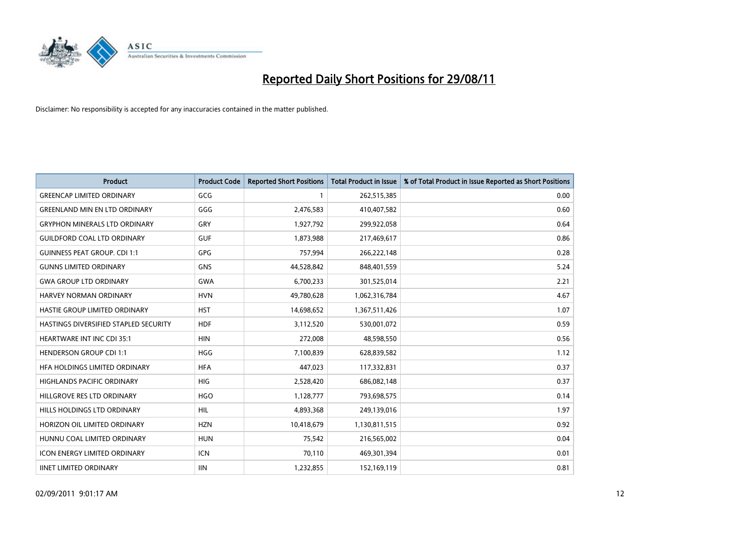# Reported Daily Short Positions for 29/08/11

Disclaimer: No responsibility is accepted for any inaccuracies contained in the matter published.

| Product | Product Code | Reported Short Positions | Total Product in Issue | % of Total Product in Issue Reported as Short Positions |
|---|---|---|---|---|
| GREENCAP LIMITED ORDINARY | GCG | 1 | 262,515,385 | 0.00 |
| GREENLAND MIN EN LTD ORDINARY | GGG | 2,476,583 | 410,407,582 | 0.60 |
| GRYPHON MINERALS LTD ORDINARY | GRY | 1,927,792 | 299,922,058 | 0.64 |
| GUILDFORD COAL LTD ORDINARY | GUF | 1,873,988 | 217,469,617 | 0.86 |
| GUINNESS PEAT GROUP. CDI 1:1 | GPG | 757,994 | 266,222,148 | 0.28 |
| GUNNS LIMITED ORDINARY | GNS | 44,528,842 | 848,401,559 | 5.24 |
| GWA GROUP LTD ORDINARY | GWA | 6,700,233 | 301,525,014 | 2.21 |
| HARVEY NORMAN ORDINARY | HVN | 49,780,628 | 1,062,316,784 | 4.67 |
| HASTIE GROUP LIMITED ORDINARY | HST | 14,698,652 | 1,367,511,426 | 1.07 |
| HASTINGS DIVERSIFIED STAPLED SECURITY | HDF | 3,112,520 | 530,001,072 | 0.59 |
| HEARTWARE INT INC CDI 35:1 | HIN | 272,008 | 48,598,550 | 0.56 |
| HENDERSON GROUP CDI 1:1 | HGG | 7,100,839 | 628,839,582 | 1.12 |
| HFA HOLDINGS LIMITED ORDINARY | HFA | 447,023 | 117,332,831 | 0.37 |
| HIGHLANDS PACIFIC ORDINARY | HIG | 2,528,420 | 686,082,148 | 0.37 |
| HILLGROVE RES LTD ORDINARY | HGO | 1,128,777 | 793,698,575 | 0.14 |
| HILLS HOLDINGS LTD ORDINARY | HIL | 4,893,368 | 249,139,016 | 1.97 |
| HORIZON OIL LIMITED ORDINARY | HZN | 10,418,679 | 1,130,811,515 | 0.92 |
| HUNNU COAL LIMITED ORDINARY | HUN | 75,542 | 216,565,002 | 0.04 |
| ICON ENERGY LIMITED ORDINARY | ICN | 70,110 | 469,301,394 | 0.01 |
| IINET LIMITED ORDINARY | IIN | 1,232,855 | 152,169,119 | 0.81 |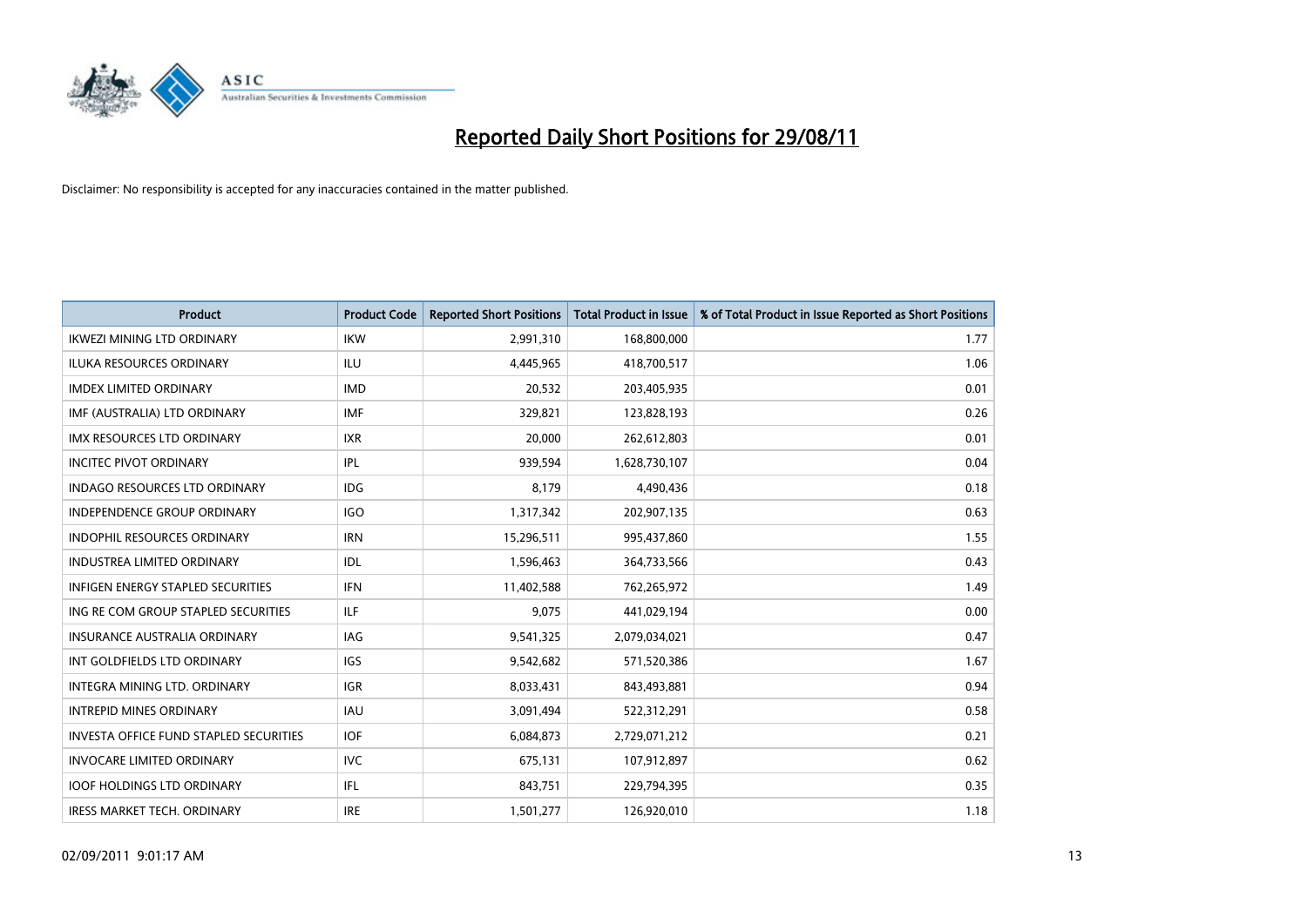# Reported Daily Short Positions for 29/08/11

Disclaimer: No responsibility is accepted for any inaccuracies contained in the matter published.

| Product | Product Code | Reported Short Positions | Total Product in Issue | % of Total Product in Issue Reported as Short Positions |
|---|---|---|---|---|
| IKWEZI MINING LTD ORDINARY | IKW | 2,991,310 | 168,800,000 | 1.77 |
| ILUKA RESOURCES ORDINARY | ILU | 4,445,965 | 418,700,517 | 1.06 |
| IMDEX LIMITED ORDINARY | IMD | 20,532 | 203,405,935 | 0.01 |
| IMF (AUSTRALIA) LTD ORDINARY | IMF | 329,821 | 123,828,193 | 0.26 |
| IMX RESOURCES LTD ORDINARY | IXR | 20,000 | 262,612,803 | 0.01 |
| INCITEC PIVOT ORDINARY | IPL | 939,594 | 1,628,730,107 | 0.04 |
| INDAGO RESOURCES LTD ORDINARY | IDG | 8,179 | 4,490,436 | 0.18 |
| INDEPENDENCE GROUP ORDINARY | IGO | 1,317,342 | 202,907,135 | 0.63 |
| INDOPHIL RESOURCES ORDINARY | IRN | 15,296,511 | 995,437,860 | 1.55 |
| INDUSTREA LIMITED ORDINARY | IDL | 1,596,463 | 364,733,566 | 0.43 |
| INFIGEN ENERGY STAPLED SECURITIES | IFN | 11,402,588 | 762,265,972 | 1.49 |
| ING RE COM GROUP STAPLED SECURITIES | ILF | 9,075 | 441,029,194 | 0.00 |
| INSURANCE AUSTRALIA ORDINARY | IAG | 9,541,325 | 2,079,034,021 | 0.47 |
| INT GOLDFIELDS LTD ORDINARY | IGS | 9,542,682 | 571,520,386 | 1.67 |
| INTEGRA MINING LTD. ORDINARY | IGR | 8,033,431 | 843,493,881 | 0.94 |
| INTREPID MINES ORDINARY | IAU | 3,091,494 | 522,312,291 | 0.58 |
| INVESTA OFFICE FUND STAPLED SECURITIES | IOF | 6,084,873 | 2,729,071,212 | 0.21 |
| INVOCARE LIMITED ORDINARY | IVC | 675,131 | 107,912,897 | 0.62 |
| IOOF HOLDINGS LTD ORDINARY | IFL | 843,751 | 229,794,395 | 0.35 |
| IRESS MARKET TECH. ORDINARY | IRE | 1,501,277 | 126,920,010 | 1.18 |

02/09/2011 9:01:17 AM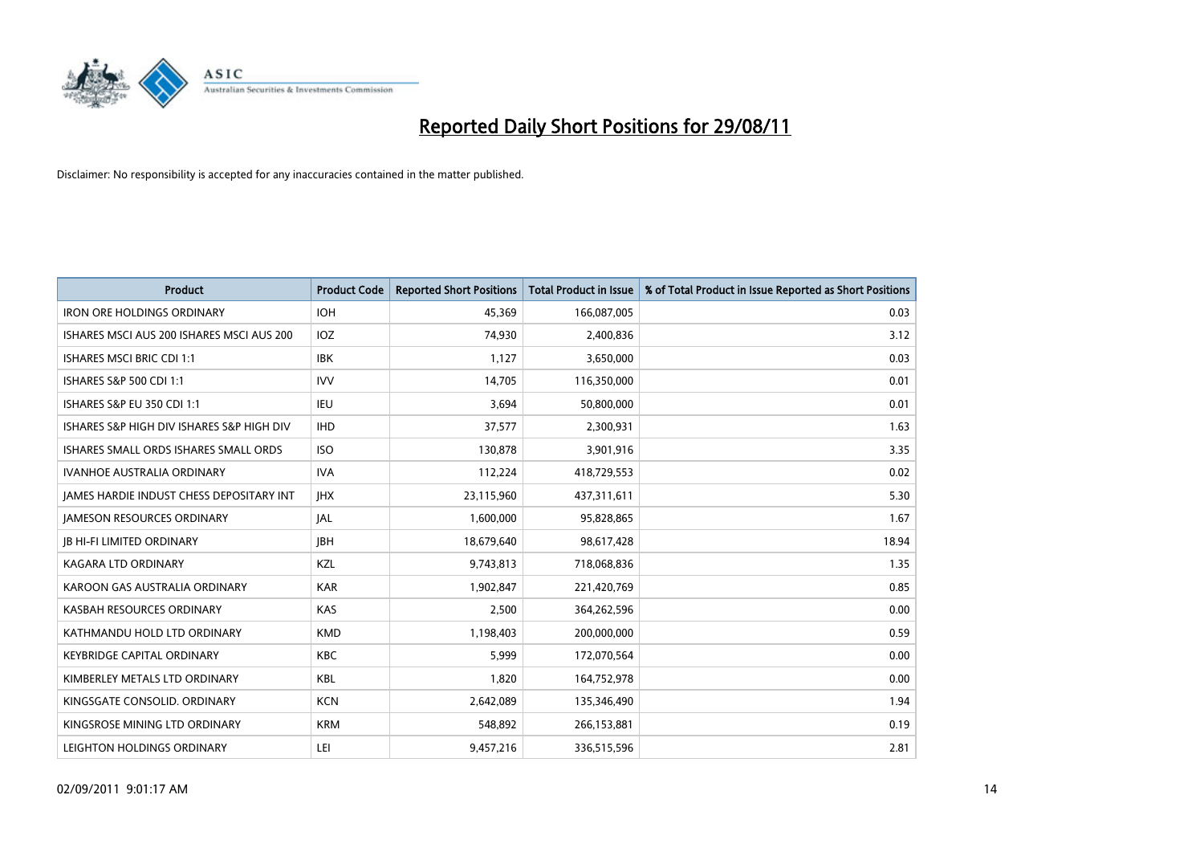# Reported Daily Short Positions for 29/08/11

Disclaimer: No responsibility is accepted for any inaccuracies contained in the matter published.

| Product | Product Code | Reported Short Positions | Total Product in Issue | % of Total Product in Issue Reported as Short Positions |
|---|---|---|---|---|
| IRON ORE HOLDINGS ORDINARY | IOH | 45,369 | 166,087,005 | 0.03 |
| ISHARES MSCI AUS 200 ISHARES MSCI AUS 200 | IOZ | 74,930 | 2,400,836 | 3.12 |
| ISHARES MSCI BRIC CDI 1:1 | IBK | 1,127 | 3,650,000 | 0.03 |
| ISHARES S&P 500 CDI 1:1 | IVV | 14,705 | 116,350,000 | 0.01 |
| ISHARES S&P EU 350 CDI 1:1 | IEU | 3,694 | 50,800,000 | 0.01 |
| ISHARES S&P HIGH DIV ISHARES S&P HIGH DIV | IHD | 37,577 | 2,300,931 | 1.63 |
| ISHARES SMALL ORDS ISHARES SMALL ORDS | ISO | 130,878 | 3,901,916 | 3.35 |
| IVANHOE AUSTRALIA ORDINARY | IVA | 112,224 | 418,729,553 | 0.02 |
| JAMES HARDIE INDUST CHESS DEPOSITARY INT | JHX | 23,115,960 | 437,311,611 | 5.30 |
| JAMESON RESOURCES ORDINARY | JAL | 1,600,000 | 95,828,865 | 1.67 |
| JB HI-FI LIMITED ORDINARY | JBH | 18,679,640 | 98,617,428 | 18.94 |
| KAGARA LTD ORDINARY | KZL | 9,743,813 | 718,068,836 | 1.35 |
| KAROON GAS AUSTRALIA ORDINARY | KAR | 1,902,847 | 221,420,769 | 0.85 |
| KASBAH RESOURCES ORDINARY | KAS | 2,500 | 364,262,596 | 0.00 |
| KATHMANDU HOLD LTD ORDINARY | KMD | 1,198,403 | 200,000,000 | 0.59 |
| KEYBRIDGE CAPITAL ORDINARY | KBC | 5,999 | 172,070,564 | 0.00 |
| KIMBERLEY METALS LTD ORDINARY | KBL | 1,820 | 164,752,978 | 0.00 |
| KINGSGATE CONSOLID. ORDINARY | KCN | 2,642,089 | 135,346,490 | 1.94 |
| KINGSROSE MINING LTD ORDINARY | KRM | 548,892 | 266,153,881 | 0.19 |
| LEIGHTON HOLDINGS ORDINARY | LEI | 9,457,216 | 336,515,596 | 2.81 |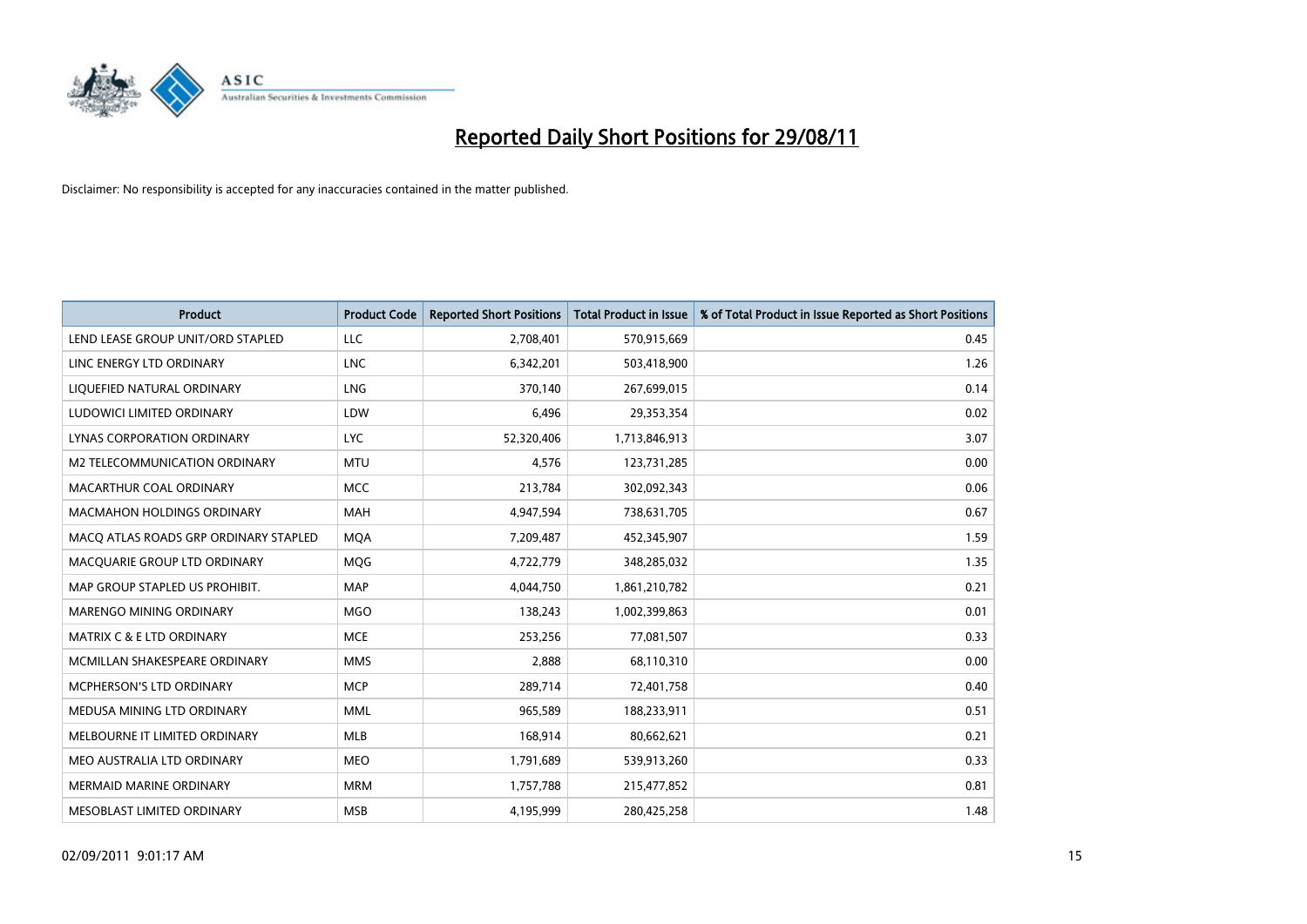# Reported Daily Short Positions for 29/08/11

Disclaimer: No responsibility is accepted for any inaccuracies contained in the matter published.

| Product | Product Code | Reported Short Positions | Total Product in Issue | % of Total Product in Issue Reported as Short Positions |
|---|---|---|---|---|
| LEND LEASE GROUP UNIT/ORD STAPLED | LLC | 2,708,401 | 570,915,669 | 0.45 |
| LINC ENERGY LTD ORDINARY | LNC | 6,342,201 | 503,418,900 | 1.26 |
| LIQUEFIED NATURAL ORDINARY | LNG | 370,140 | 267,699,015 | 0.14 |
| LUDOWICI LIMITED ORDINARY | LDW | 6,496 | 29,353,354 | 0.02 |
| LYNAS CORPORATION ORDINARY | LYC | 52,320,406 | 1,713,846,913 | 3.07 |
| M2 TELECOMMUNICATION ORDINARY | MTU | 4,576 | 123,731,285 | 0.00 |
| MACARTHUR COAL ORDINARY | MCC | 213,784 | 302,092,343 | 0.06 |
| MACMAHON HOLDINGS ORDINARY | MAH | 4,947,594 | 738,631,705 | 0.67 |
| MACQ ATLAS ROADS GRP ORDINARY STAPLED | MQA | 7,209,487 | 452,345,907 | 1.59 |
| MACQUARIE GROUP LTD ORDINARY | MQG | 4,722,779 | 348,285,032 | 1.35 |
| MAP GROUP STAPLED US PROHIBIT. | MAP | 4,044,750 | 1,861,210,782 | 0.21 |
| MARENGO MINING ORDINARY | MGO | 138,243 | 1,002,399,863 | 0.01 |
| MATRIX C & E LTD ORDINARY | MCE | 253,256 | 77,081,507 | 0.33 |
| MCMILLAN SHAKESPEARE ORDINARY | MMS | 2,888 | 68,110,310 | 0.00 |
| MCPHERSON'S LTD ORDINARY | MCP | 289,714 | 72,401,758 | 0.40 |
| MEDUSA MINING LTD ORDINARY | MML | 965,589 | 188,233,911 | 0.51 |
| MELBOURNE IT LIMITED ORDINARY | MLB | 168,914 | 80,662,621 | 0.21 |
| MEO AUSTRALIA LTD ORDINARY | MEO | 1,791,689 | 539,913,260 | 0.33 |
| MERMAID MARINE ORDINARY | MRM | 1,757,788 | 215,477,852 | 0.81 |
| MESOBLAST LIMITED ORDINARY | MSB | 4,195,999 | 280,425,258 | 1.48 |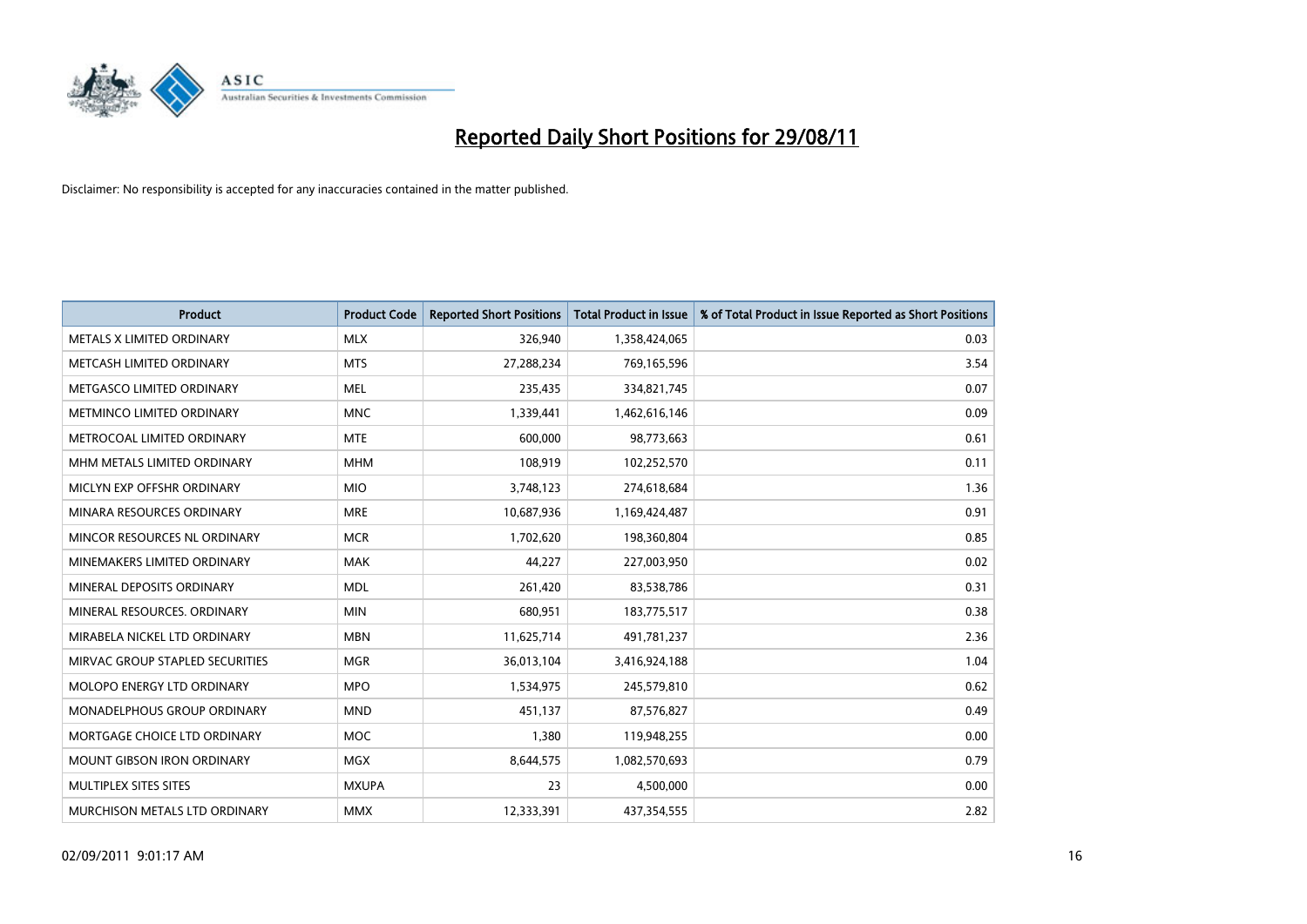# Reported Daily Short Positions for 29/08/11

Disclaimer: No responsibility is accepted for any inaccuracies contained in the matter published.

| Product | Product Code | Reported Short Positions | Total Product in Issue | % of Total Product in Issue Reported as Short Positions |
|---|---|---|---|---|
| METALS X LIMITED ORDINARY | MLX | 326,940 | 1,358,424,065 | 0.03 |
| METCASH LIMITED ORDINARY | MTS | 27,288,234 | 769,165,596 | 3.54 |
| METGASCO LIMITED ORDINARY | MEL | 235,435 | 334,821,745 | 0.07 |
| METMINCO LIMITED ORDINARY | MNC | 1,339,441 | 1,462,616,146 | 0.09 |
| METROCOAL LIMITED ORDINARY | MTE | 600,000 | 98,773,663 | 0.61 |
| MHM METALS LIMITED ORDINARY | MHM | 108,919 | 102,252,570 | 0.11 |
| MICLYN EXP OFFSHR ORDINARY | MIO | 3,748,123 | 274,618,684 | 1.36 |
| MINARA RESOURCES ORDINARY | MRE | 10,687,936 | 1,169,424,487 | 0.91 |
| MINCOR RESOURCES NL ORDINARY | MCR | 1,702,620 | 198,360,804 | 0.85 |
| MINEMAKERS LIMITED ORDINARY | MAK | 44,227 | 227,003,950 | 0.02 |
| MINERAL DEPOSITS ORDINARY | MDL | 261,420 | 83,538,786 | 0.31 |
| MINERAL RESOURCES. ORDINARY | MIN | 680,951 | 183,775,517 | 0.38 |
| MIRABELA NICKEL LTD ORDINARY | MBN | 11,625,714 | 491,781,237 | 2.36 |
| MIRVAC GROUP STAPLED SECURITIES | MGR | 36,013,104 | 3,416,924,188 | 1.04 |
| MOLOPO ENERGY LTD ORDINARY | MPO | 1,534,975 | 245,579,810 | 0.62 |
| MONADELPHOUS GROUP ORDINARY | MND | 451,137 | 87,576,827 | 0.49 |
| MORTGAGE CHOICE LTD ORDINARY | MOC | 1,380 | 119,948,255 | 0.00 |
| MOUNT GIBSON IRON ORDINARY | MGX | 8,644,575 | 1,082,570,693 | 0.79 |
| MULTIPLEX SITES SITES | MXUPA | 23 | 4,500,000 | 0.00 |
| MURCHISON METALS LTD ORDINARY | MMX | 12,333,391 | 437,354,555 | 2.82 |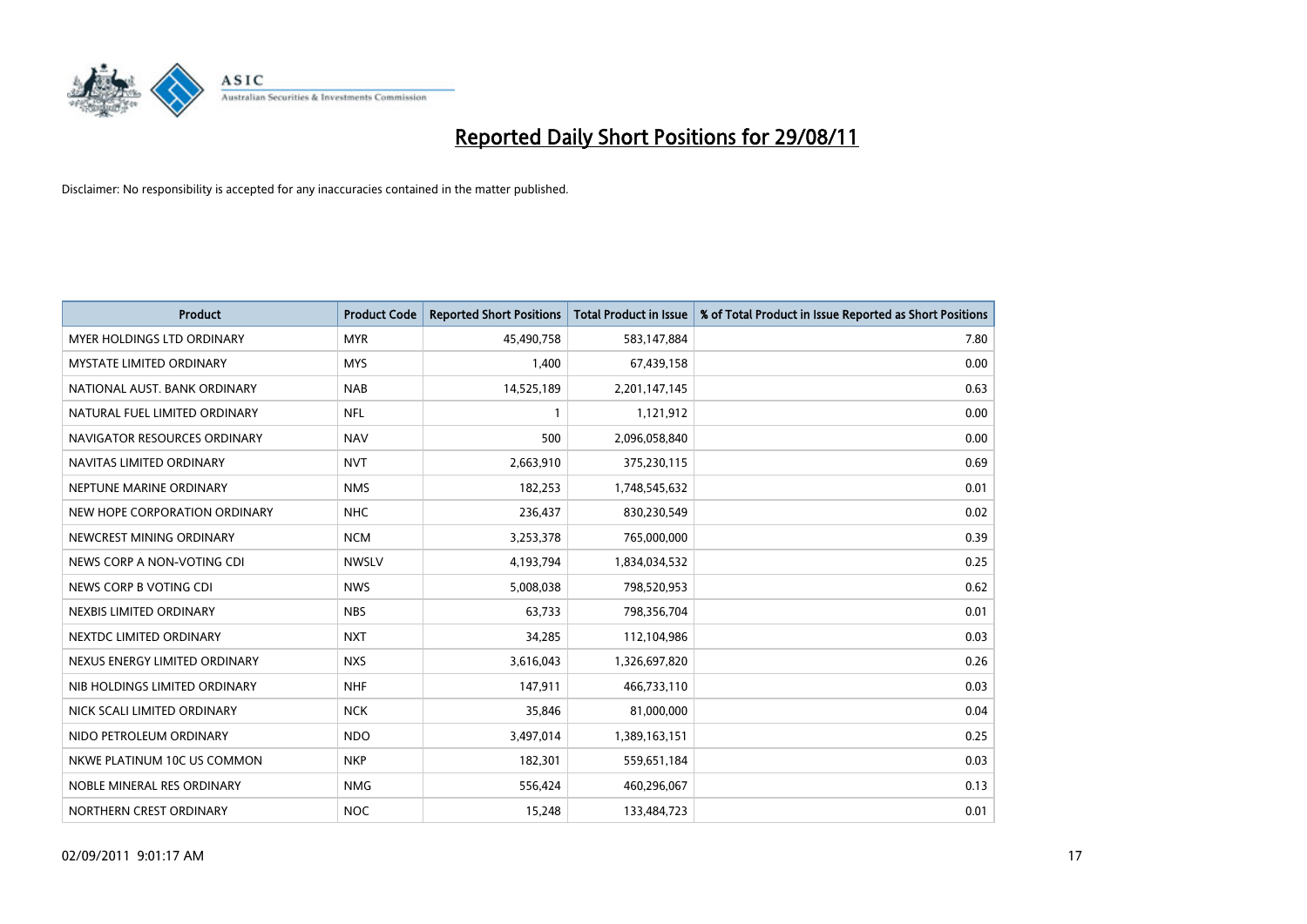# Reported Daily Short Positions for 29/08/11

Disclaimer: No responsibility is accepted for any inaccuracies contained in the matter published.

| Product | Product Code | Reported Short Positions | Total Product in Issue | % of Total Product in Issue Reported as Short Positions |
|---|---|---|---|---|
| MYER HOLDINGS LTD ORDINARY | MYR | 45,490,758 | 583,147,884 | 7.80 |
| MYSTATE LIMITED ORDINARY | MYS | 1,400 | 67,439,158 | 0.00 |
| NATIONAL AUST. BANK ORDINARY | NAB | 14,525,189 | 2,201,147,145 | 0.63 |
| NATURAL FUEL LIMITED ORDINARY | NFL | 1 | 1,121,912 | 0.00 |
| NAVIGATOR RESOURCES ORDINARY | NAV | 500 | 2,096,058,840 | 0.00 |
| NAVITAS LIMITED ORDINARY | NVT | 2,663,910 | 375,230,115 | 0.69 |
| NEPTUNE MARINE ORDINARY | NMS | 182,253 | 1,748,545,632 | 0.01 |
| NEW HOPE CORPORATION ORDINARY | NHC | 236,437 | 830,230,549 | 0.02 |
| NEWCREST MINING ORDINARY | NCM | 3,253,378 | 765,000,000 | 0.39 |
| NEWS CORP A NON-VOTING CDI | NWSLV | 4,193,794 | 1,834,034,532 | 0.25 |
| NEWS CORP B VOTING CDI | NWS | 5,008,038 | 798,520,953 | 0.62 |
| NEXBIS LIMITED ORDINARY | NBS | 63,733 | 798,356,704 | 0.01 |
| NEXTDC LIMITED ORDINARY | NXT | 34,285 | 112,104,986 | 0.03 |
| NEXUS ENERGY LIMITED ORDINARY | NXS | 3,616,043 | 1,326,697,820 | 0.26 |
| NIB HOLDINGS LIMITED ORDINARY | NHF | 147,911 | 466,733,110 | 0.03 |
| NICK SCALI LIMITED ORDINARY | NCK | 35,846 | 81,000,000 | 0.04 |
| NIDO PETROLEUM ORDINARY | NDO | 3,497,014 | 1,389,163,151 | 0.25 |
| NKWE PLATINUM 10C US COMMON | NKP | 182,301 | 559,651,184 | 0.03 |
| NOBLE MINERAL RES ORDINARY | NMG | 556,424 | 460,296,067 | 0.13 |
| NORTHERN CREST ORDINARY | NOC | 15,248 | 133,484,723 | 0.01 |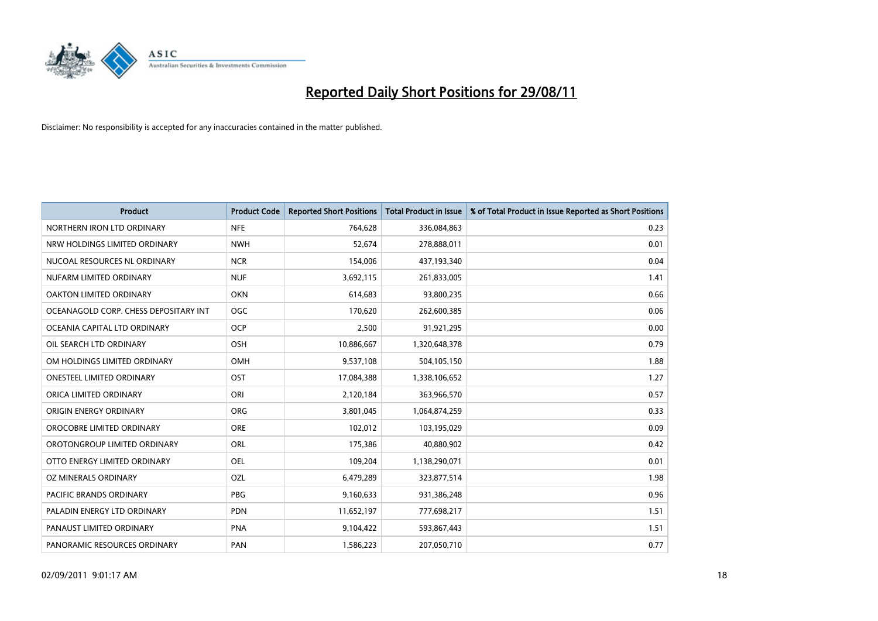# Reported Daily Short Positions for 29/08/11

Disclaimer: No responsibility is accepted for any inaccuracies contained in the matter published.

| Product | Product Code | Reported Short Positions | Total Product in Issue | % of Total Product in Issue Reported as Short Positions |
|---|---|---|---|---|
| NORTHERN IRON LTD ORDINARY | NFE | 764,628 | 336,084,863 | 0.23 |
| NRW HOLDINGS LIMITED ORDINARY | NWH | 52,674 | 278,888,011 | 0.01 |
| NUCOAL RESOURCES NL ORDINARY | NCR | 154,006 | 437,193,340 | 0.04 |
| NUFARM LIMITED ORDINARY | NUF | 3,692,115 | 261,833,005 | 1.41 |
| OAKTON LIMITED ORDINARY | OKN | 614,683 | 93,800,235 | 0.66 |
| OCEANAGOLD CORP. CHESS DEPOSITARY INT | OGC | 170,620 | 262,600,385 | 0.06 |
| OCEANIA CAPITAL LTD ORDINARY | OCP | 2,500 | 91,921,295 | 0.00 |
| OIL SEARCH LTD ORDINARY | OSH | 10,886,667 | 1,320,648,378 | 0.79 |
| OM HOLDINGS LIMITED ORDINARY | OMH | 9,537,108 | 504,105,150 | 1.88 |
| ONESTEEL LIMITED ORDINARY | OST | 17,084,388 | 1,338,106,652 | 1.27 |
| ORICA LIMITED ORDINARY | ORI | 2,120,184 | 363,966,570 | 0.57 |
| ORIGIN ENERGY ORDINARY | ORG | 3,801,045 | 1,064,874,259 | 0.33 |
| OROCOBRE LIMITED ORDINARY | ORE | 102,012 | 103,195,029 | 0.09 |
| OROTONGROUP LIMITED ORDINARY | ORL | 175,386 | 40,880,902 | 0.42 |
| OTTO ENERGY LIMITED ORDINARY | OEL | 109,204 | 1,138,290,071 | 0.01 |
| OZ MINERALS ORDINARY | OZL | 6,479,289 | 323,877,514 | 1.98 |
| PACIFIC BRANDS ORDINARY | PBG | 9,160,633 | 931,386,248 | 0.96 |
| PALADIN ENERGY LTD ORDINARY | PDN | 11,652,197 | 777,698,217 | 1.51 |
| PANAUST LIMITED ORDINARY | PNA | 9,104,422 | 593,867,443 | 1.51 |
| PANORAMIC RESOURCES ORDINARY | PAN | 1,586,223 | 207,050,710 | 0.77 |

02/09/2011 9:01:17 AM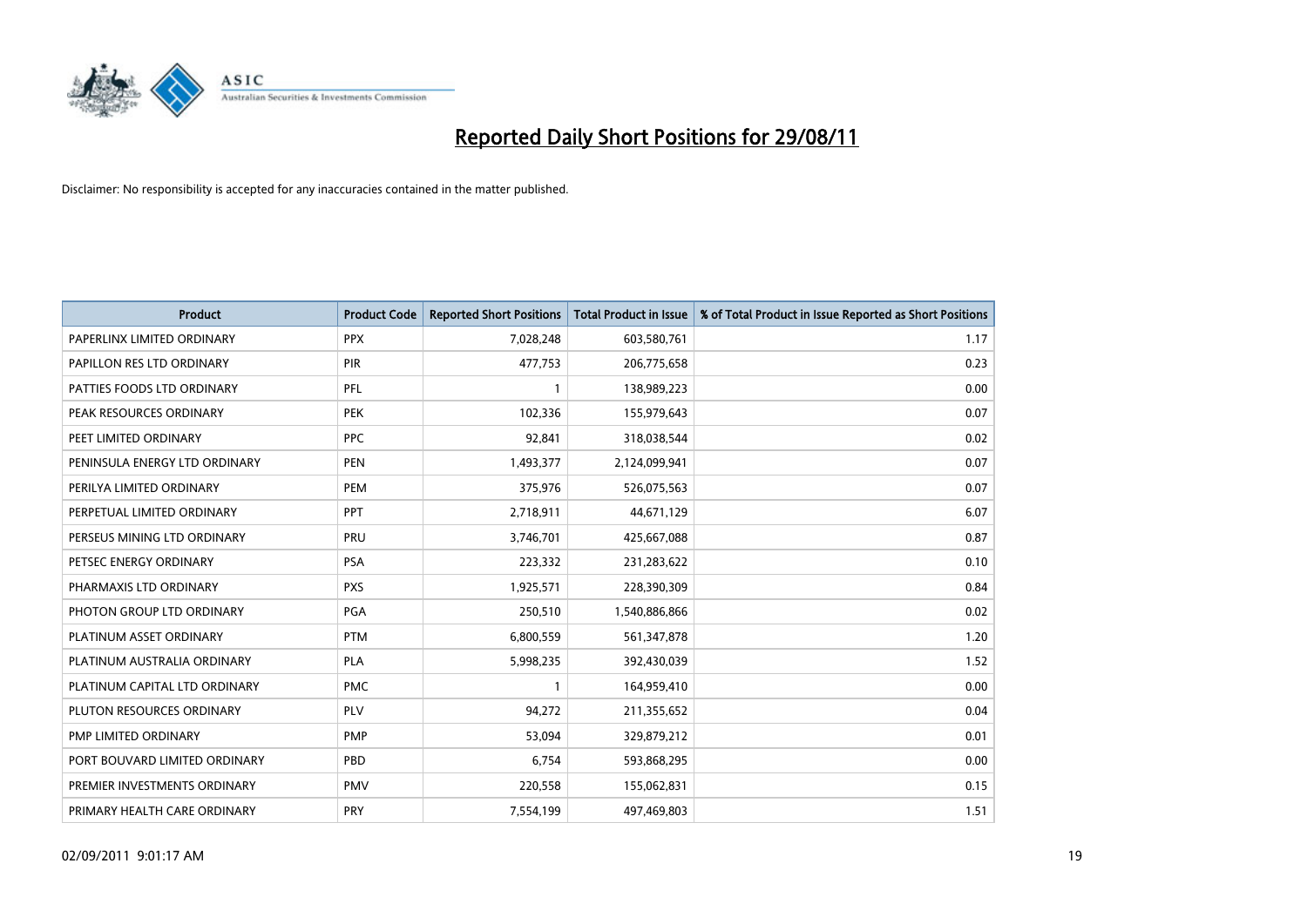# Reported Daily Short Positions for 29/08/11

Disclaimer: No responsibility is accepted for any inaccuracies contained in the matter published.

| Product | Product Code | Reported Short Positions | Total Product in Issue | % of Total Product in Issue Reported as Short Positions |
|---|---|---|---|---|
| PAPERLINX LIMITED ORDINARY | PPX | 7,028,248 | 603,580,761 | 1.17 |
| PAPILLON RES LTD ORDINARY | PIR | 477,753 | 206,775,658 | 0.23 |
| PATTIES FOODS LTD ORDINARY | PFL | 1 | 138,989,223 | 0.00 |
| PEAK RESOURCES ORDINARY | PEK | 102,336 | 155,979,643 | 0.07 |
| PEET LIMITED ORDINARY | PPC | 92,841 | 318,038,544 | 0.02 |
| PENINSULA ENERGY LTD ORDINARY | PEN | 1,493,377 | 2,124,099,941 | 0.07 |
| PERILYA LIMITED ORDINARY | PEM | 375,976 | 526,075,563 | 0.07 |
| PERPETUAL LIMITED ORDINARY | PPT | 2,718,911 | 44,671,129 | 6.07 |
| PERSEUS MINING LTD ORDINARY | PRU | 3,746,701 | 425,667,088 | 0.87 |
| PETSEC ENERGY ORDINARY | PSA | 223,332 | 231,283,622 | 0.10 |
| PHARMAXIS LTD ORDINARY | PXS | 1,925,571 | 228,390,309 | 0.84 |
| PHOTON GROUP LTD ORDINARY | PGA | 250,510 | 1,540,886,866 | 0.02 |
| PLATINUM ASSET ORDINARY | PTM | 6,800,559 | 561,347,878 | 1.20 |
| PLATINUM AUSTRALIA ORDINARY | PLA | 5,998,235 | 392,430,039 | 1.52 |
| PLATINUM CAPITAL LTD ORDINARY | PMC | 1 | 164,959,410 | 0.00 |
| PLUTON RESOURCES ORDINARY | PLV | 94,272 | 211,355,652 | 0.04 |
| PMP LIMITED ORDINARY | PMP | 53,094 | 329,879,212 | 0.01 |
| PORT BOUVARD LIMITED ORDINARY | PBD | 6,754 | 593,868,295 | 0.00 |
| PREMIER INVESTMENTS ORDINARY | PMV | 220,558 | 155,062,831 | 0.15 |
| PRIMARY HEALTH CARE ORDINARY | PRY | 7,554,199 | 497,469,803 | 1.51 |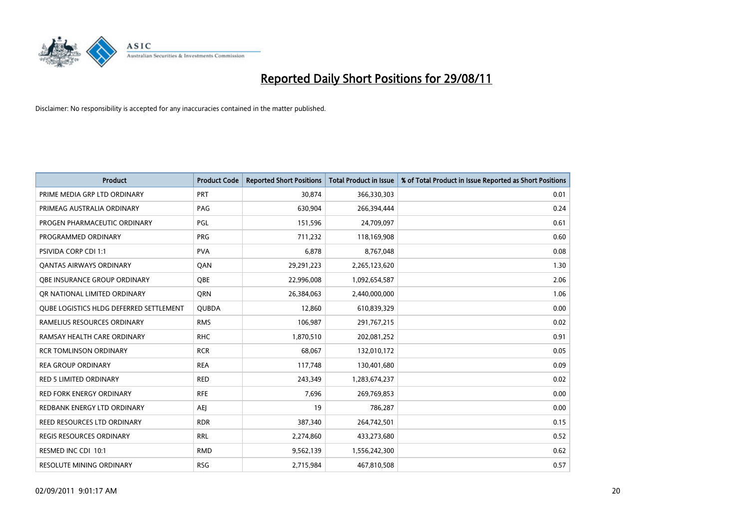# Reported Daily Short Positions for 29/08/11

Disclaimer: No responsibility is accepted for any inaccuracies contained in the matter published.

| Product | Product Code | Reported Short Positions | Total Product in Issue | % of Total Product in Issue Reported as Short Positions |
|---|---|---|---|---|
| PRIME MEDIA GRP LTD ORDINARY | PRT | 30,874 | 366,330,303 | 0.01 |
| PRIMEAG AUSTRALIA ORDINARY | PAG | 630,904 | 266,394,444 | 0.24 |
| PROGEN PHARMACEUTIC ORDINARY | PGL | 151,596 | 24,709,097 | 0.61 |
| PROGRAMMED ORDINARY | PRG | 711,232 | 118,169,908 | 0.60 |
| PSIVIDA CORP CDI 1:1 | PVA | 6,878 | 8,767,048 | 0.08 |
| QANTAS AIRWAYS ORDINARY | QAN | 29,291,223 | 2,265,123,620 | 1.30 |
| QBE INSURANCE GROUP ORDINARY | QBE | 22,996,008 | 1,092,654,587 | 2.06 |
| QR NATIONAL LIMITED ORDINARY | QRN | 26,384,063 | 2,440,000,000 | 1.06 |
| QUBE LOGISTICS HLDG DEFERRED SETTLEMENT | QUBDA | 12,860 | 610,839,329 | 0.00 |
| RAMELIUS RESOURCES ORDINARY | RMS | 106,987 | 291,767,215 | 0.02 |
| RAMSAY HEALTH CARE ORDINARY | RHC | 1,870,510 | 202,081,252 | 0.91 |
| RCR TOMLINSON ORDINARY | RCR | 68,067 | 132,010,172 | 0.05 |
| REA GROUP ORDINARY | REA | 117,748 | 130,401,680 | 0.09 |
| RED 5 LIMITED ORDINARY | RED | 243,349 | 1,283,674,237 | 0.02 |
| RED FORK ENERGY ORDINARY | RFE | 7,696 | 269,769,853 | 0.00 |
| REDBANK ENERGY LTD ORDINARY | AEJ | 19 | 786,287 | 0.00 |
| REED RESOURCES LTD ORDINARY | RDR | 387,340 | 264,742,501 | 0.15 |
| REGIS RESOURCES ORDINARY | RRL | 2,274,860 | 433,273,680 | 0.52 |
| RESMED INC CDI 10:1 | RMD | 9,562,139 | 1,556,242,300 | 0.62 |
| RESOLUTE MINING ORDINARY | RSG | 2,715,984 | 467,810,508 | 0.57 |

02/09/2011 9:01:17 AM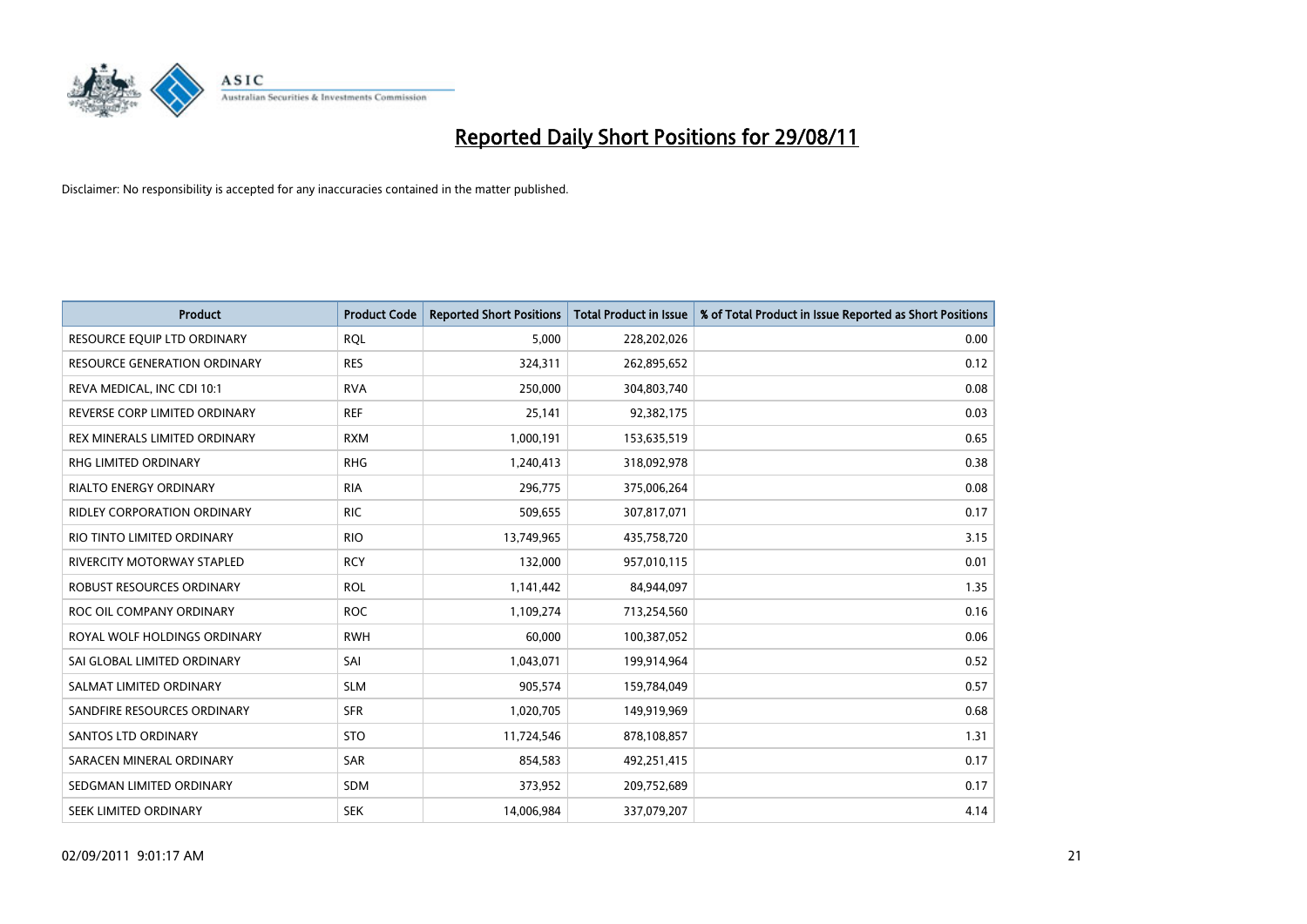# Reported Daily Short Positions for 29/08/11

Disclaimer: No responsibility is accepted for any inaccuracies contained in the matter published.

| Product | Product Code | Reported Short Positions | Total Product in Issue | % of Total Product in Issue Reported as Short Positions |
|---|---|---|---|---|
| RESOURCE EQUIP LTD ORDINARY | RQL | 5,000 | 228,202,026 | 0.00 |
| RESOURCE GENERATION ORDINARY | RES | 324,311 | 262,895,652 | 0.12 |
| REVA MEDICAL, INC CDI 10:1 | RVA | 250,000 | 304,803,740 | 0.08 |
| REVERSE CORP LIMITED ORDINARY | REF | 25,141 | 92,382,175 | 0.03 |
| REX MINERALS LIMITED ORDINARY | RXM | 1,000,191 | 153,635,519 | 0.65 |
| RHG LIMITED ORDINARY | RHG | 1,240,413 | 318,092,978 | 0.38 |
| RIALTO ENERGY ORDINARY | RIA | 296,775 | 375,006,264 | 0.08 |
| RIDLEY CORPORATION ORDINARY | RIC | 509,655 | 307,817,071 | 0.17 |
| RIO TINTO LIMITED ORDINARY | RIO | 13,749,965 | 435,758,720 | 3.15 |
| RIVERCITY MOTORWAY STAPLED | RCY | 132,000 | 957,010,115 | 0.01 |
| ROBUST RESOURCES ORDINARY | ROL | 1,141,442 | 84,944,097 | 1.35 |
| ROC OIL COMPANY ORDINARY | ROC | 1,109,274 | 713,254,560 | 0.16 |
| ROYAL WOLF HOLDINGS ORDINARY | RWH | 60,000 | 100,387,052 | 0.06 |
| SAI GLOBAL LIMITED ORDINARY | SAI | 1,043,071 | 199,914,964 | 0.52 |
| SALMAT LIMITED ORDINARY | SLM | 905,574 | 159,784,049 | 0.57 |
| SANDFIRE RESOURCES ORDINARY | SFR | 1,020,705 | 149,919,969 | 0.68 |
| SANTOS LTD ORDINARY | STO | 11,724,546 | 878,108,857 | 1.31 |
| SARACEN MINERAL ORDINARY | SAR | 854,583 | 492,251,415 | 0.17 |
| SEDGMAN LIMITED ORDINARY | SDM | 373,952 | 209,752,689 | 0.17 |
| SEEK LIMITED ORDINARY | SEK | 14,006,984 | 337,079,207 | 4.14 |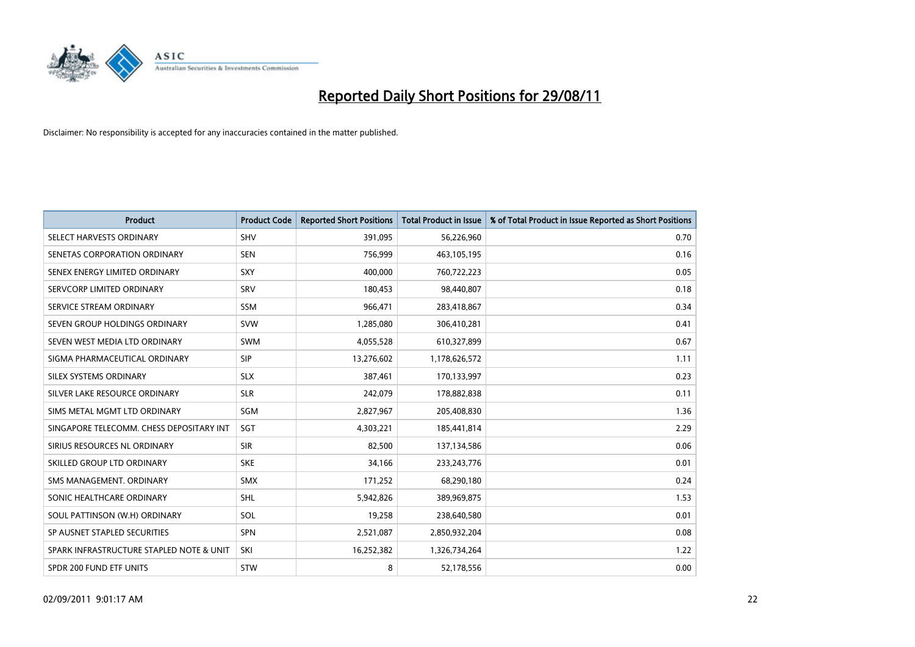# Reported Daily Short Positions for 29/08/11

Disclaimer: No responsibility is accepted for any inaccuracies contained in the matter published.

| Product | Product Code | Reported Short Positions | Total Product in Issue | % of Total Product in Issue Reported as Short Positions |
|---|---|---|---|---|
| SELECT HARVESTS ORDINARY | SHV | 391,095 | 56,226,960 | 0.70 |
| SENETAS CORPORATION ORDINARY | SEN | 756,999 | 463,105,195 | 0.16 |
| SENEX ENERGY LIMITED ORDINARY | SXY | 400,000 | 760,722,223 | 0.05 |
| SERVCORP LIMITED ORDINARY | SRV | 180,453 | 98,440,807 | 0.18 |
| SERVICE STREAM ORDINARY | SSM | 966,471 | 283,418,867 | 0.34 |
| SEVEN GROUP HOLDINGS ORDINARY | SVW | 1,285,080 | 306,410,281 | 0.41 |
| SEVEN WEST MEDIA LTD ORDINARY | SWM | 4,055,528 | 610,327,899 | 0.67 |
| SIGMA PHARMACEUTICAL ORDINARY | SIP | 13,276,602 | 1,178,626,572 | 1.11 |
| SILEX SYSTEMS ORDINARY | SLX | 387,461 | 170,133,997 | 0.23 |
| SILVER LAKE RESOURCE ORDINARY | SLR | 242,079 | 178,882,838 | 0.11 |
| SIMS METAL MGMT LTD ORDINARY | SGM | 2,827,967 | 205,408,830 | 1.36 |
| SINGAPORE TELECOMM. CHESS DEPOSITARY INT | SGT | 4,303,221 | 185,441,814 | 2.29 |
| SIRIUS RESOURCES NL ORDINARY | SIR | 82,500 | 137,134,586 | 0.06 |
| SKILLED GROUP LTD ORDINARY | SKE | 34,166 | 233,243,776 | 0.01 |
| SMS MANAGEMENT. ORDINARY | SMX | 171,252 | 68,290,180 | 0.24 |
| SONIC HEALTHCARE ORDINARY | SHL | 5,942,826 | 389,969,875 | 1.53 |
| SOUL PATTINSON (W.H) ORDINARY | SOL | 19,258 | 238,640,580 | 0.01 |
| SP AUSNET STAPLED SECURITIES | SPN | 2,521,087 | 2,850,932,204 | 0.08 |
| SPARK INFRASTRUCTURE STAPLED NOTE & UNIT | SKI | 16,252,382 | 1,326,734,264 | 1.22 |
| SPDR 200 FUND ETF UNITS | STW | 8 | 52,178,556 | 0.00 |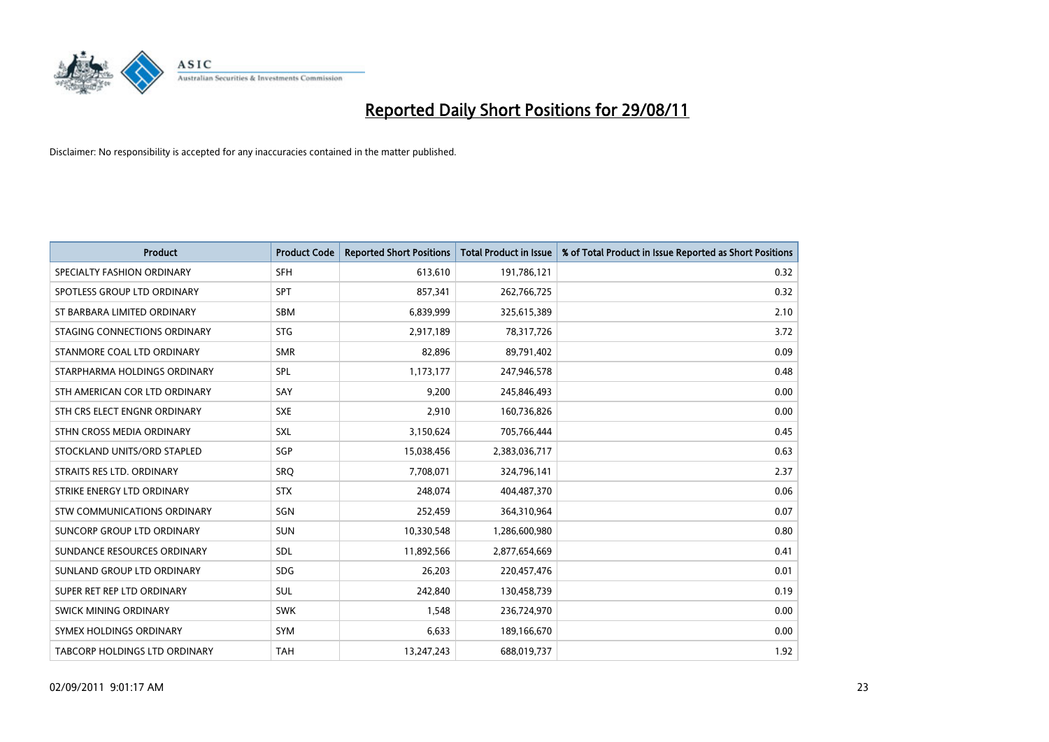# Reported Daily Short Positions for 29/08/11

Disclaimer: No responsibility is accepted for any inaccuracies contained in the matter published.

| Product | Product Code | Reported Short Positions | Total Product in Issue | % of Total Product in Issue Reported as Short Positions |
|---|---|---|---|---|
| SPECIALTY FASHION ORDINARY | SFH | 613,610 | 191,786,121 | 0.32 |
| SPOTLESS GROUP LTD ORDINARY | SPT | 857,341 | 262,766,725 | 0.32 |
| ST BARBARA LIMITED ORDINARY | SBM | 6,839,999 | 325,615,389 | 2.10 |
| STAGING CONNECTIONS ORDINARY | STG | 2,917,189 | 78,317,726 | 3.72 |
| STANMORE COAL LTD ORDINARY | SMR | 82,896 | 89,791,402 | 0.09 |
| STARPHARMA HOLDINGS ORDINARY | SPL | 1,173,177 | 247,946,578 | 0.48 |
| STH AMERICAN COR LTD ORDINARY | SAY | 9,200 | 245,846,493 | 0.00 |
| STH CRS ELECT ENGNR ORDINARY | SXE | 2,910 | 160,736,826 | 0.00 |
| STHN CROSS MEDIA ORDINARY | SXL | 3,150,624 | 705,766,444 | 0.45 |
| STOCKLAND UNITS/ORD STAPLED | SGP | 15,038,456 | 2,383,036,717 | 0.63 |
| STRAITS RES LTD. ORDINARY | SRQ | 7,708,071 | 324,796,141 | 2.37 |
| STRIKE ENERGY LTD ORDINARY | STX | 248,074 | 404,487,370 | 0.06 |
| STW COMMUNICATIONS ORDINARY | SGN | 252,459 | 364,310,964 | 0.07 |
| SUNCORP GROUP LTD ORDINARY | SUN | 10,330,548 | 1,286,600,980 | 0.80 |
| SUNDANCE RESOURCES ORDINARY | SDL | 11,892,566 | 2,877,654,669 | 0.41 |
| SUNLAND GROUP LTD ORDINARY | SDG | 26,203 | 220,457,476 | 0.01 |
| SUPER RET REP LTD ORDINARY | SUL | 242,840 | 130,458,739 | 0.19 |
| SWICK MINING ORDINARY | SWK | 1,548 | 236,724,970 | 0.00 |
| SYMEX HOLDINGS ORDINARY | SYM | 6,633 | 189,166,670 | 0.00 |
| TABCORP HOLDINGS LTD ORDINARY | TAH | 13,247,243 | 688,019,737 | 1.92 |

02/09/2011 9:01:17 AM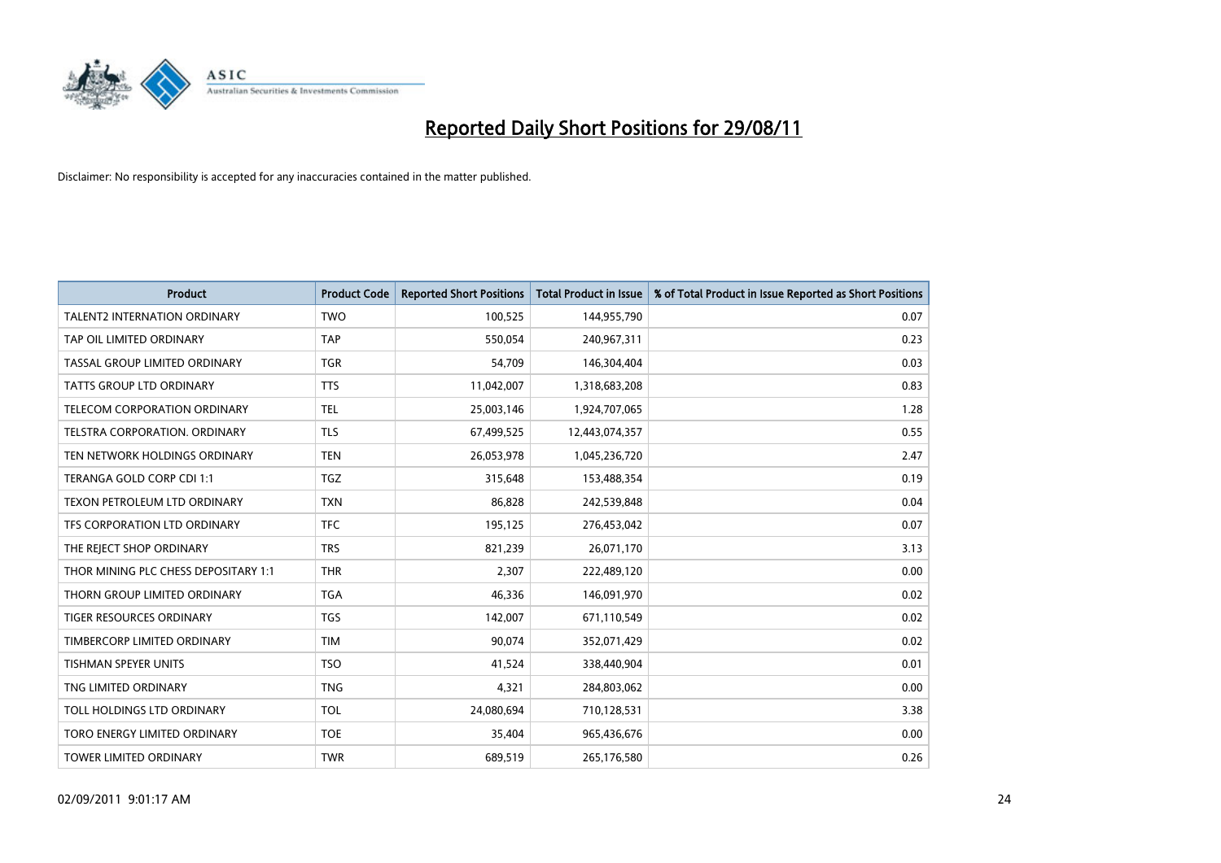# Reported Daily Short Positions for 29/08/11

Disclaimer: No responsibility is accepted for any inaccuracies contained in the matter published.

| Product | Product Code | Reported Short Positions | Total Product in Issue | % of Total Product in Issue Reported as Short Positions |
|---|---|---|---|---|
| TALENT2 INTERNATION ORDINARY | TWO | 100,525 | 144,955,790 | 0.07 |
| TAP OIL LIMITED ORDINARY | TAP | 550,054 | 240,967,311 | 0.23 |
| TASSAL GROUP LIMITED ORDINARY | TGR | 54,709 | 146,304,404 | 0.03 |
| TATTS GROUP LTD ORDINARY | TTS | 11,042,007 | 1,318,683,208 | 0.83 |
| TELECOM CORPORATION ORDINARY | TEL | 25,003,146 | 1,924,707,065 | 1.28 |
| TELSTRA CORPORATION. ORDINARY | TLS | 67,499,525 | 12,443,074,357 | 0.55 |
| TEN NETWORK HOLDINGS ORDINARY | TEN | 26,053,978 | 1,045,236,720 | 2.47 |
| TERANGA GOLD CORP CDI 1:1 | TGZ | 315,648 | 153,488,354 | 0.19 |
| TEXON PETROLEUM LTD ORDINARY | TXN | 86,828 | 242,539,848 | 0.04 |
| TFS CORPORATION LTD ORDINARY | TFC | 195,125 | 276,453,042 | 0.07 |
| THE REJECT SHOP ORDINARY | TRS | 821,239 | 26,071,170 | 3.13 |
| THOR MINING PLC CHESS DEPOSITARY 1:1 | THR | 2,307 | 222,489,120 | 0.00 |
| THORN GROUP LIMITED ORDINARY | TGA | 46,336 | 146,091,970 | 0.02 |
| TIGER RESOURCES ORDINARY | TGS | 142,007 | 671,110,549 | 0.02 |
| TIMBERCORP LIMITED ORDINARY | TIM | 90,074 | 352,071,429 | 0.02 |
| TISHMAN SPEYER UNITS | TSO | 41,524 | 338,440,904 | 0.01 |
| TNG LIMITED ORDINARY | TNG | 4,321 | 284,803,062 | 0.00 |
| TOLL HOLDINGS LTD ORDINARY | TOL | 24,080,694 | 710,128,531 | 3.38 |
| TORO ENERGY LIMITED ORDINARY | TOE | 35,404 | 965,436,676 | 0.00 |
| TOWER LIMITED ORDINARY | TWR | 689,519 | 265,176,580 | 0.26 |

02/09/2011 9:01:17 AM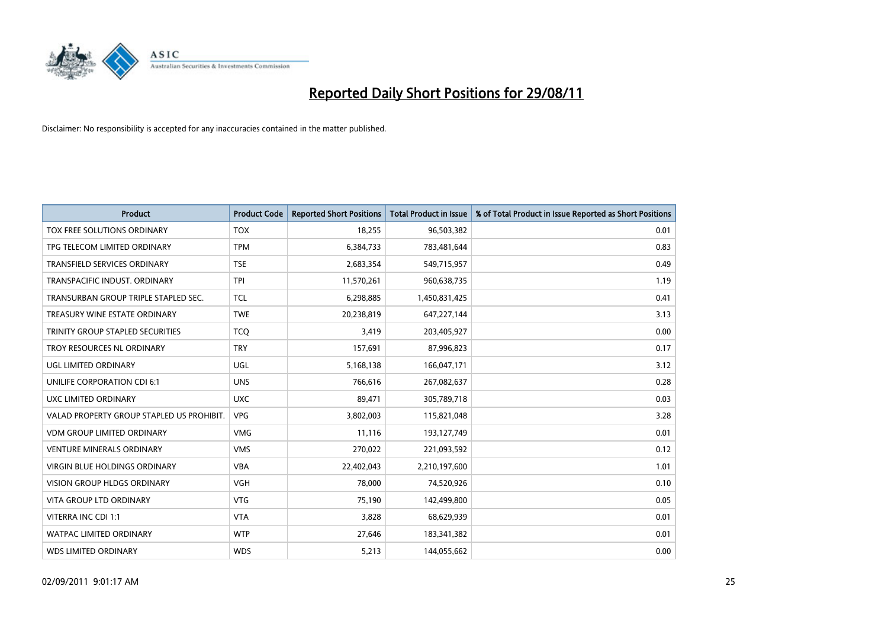# Reported Daily Short Positions for 29/08/11

Disclaimer: No responsibility is accepted for any inaccuracies contained in the matter published.

| Product | Product Code | Reported Short Positions | Total Product in Issue | % of Total Product in Issue Reported as Short Positions |
|---|---|---|---|---|
| TOX FREE SOLUTIONS ORDINARY | TOX | 18,255 | 96,503,382 | 0.01 |
| TPG TELECOM LIMITED ORDINARY | TPM | 6,384,733 | 783,481,644 | 0.83 |
| TRANSFIELD SERVICES ORDINARY | TSE | 2,683,354 | 549,715,957 | 0.49 |
| TRANSPACIFIC INDUST. ORDINARY | TPI | 11,570,261 | 960,638,735 | 1.19 |
| TRANSURBAN GROUP TRIPLE STAPLED SEC. | TCL | 6,298,885 | 1,450,831,425 | 0.41 |
| TREASURY WINE ESTATE ORDINARY | TWE | 20,238,819 | 647,227,144 | 3.13 |
| TRINITY GROUP STAPLED SECURITIES | TCQ | 3,419 | 203,405,927 | 0.00 |
| TROY RESOURCES NL ORDINARY | TRY | 157,691 | 87,996,823 | 0.17 |
| UGL LIMITED ORDINARY | UGL | 5,168,138 | 166,047,171 | 3.12 |
| UNILIFE CORPORATION CDI 6:1 | UNS | 766,616 | 267,082,637 | 0.28 |
| UXC LIMITED ORDINARY | UXC | 89,471 | 305,789,718 | 0.03 |
| VALAD PROPERTY GROUP STAPLED US PROHIBIT. | VPG | 3,802,003 | 115,821,048 | 3.28 |
| VDM GROUP LIMITED ORDINARY | VMG | 11,116 | 193,127,749 | 0.01 |
| VENTURE MINERALS ORDINARY | VMS | 270,022 | 221,093,592 | 0.12 |
| VIRGIN BLUE HOLDINGS ORDINARY | VBA | 22,402,043 | 2,210,197,600 | 1.01 |
| VISION GROUP HLDGS ORDINARY | VGH | 78,000 | 74,520,926 | 0.10 |
| VITA GROUP LTD ORDINARY | VTG | 75,190 | 142,499,800 | 0.05 |
| VITERRA INC CDI 1:1 | VTA | 3,828 | 68,629,939 | 0.01 |
| WATPAC LIMITED ORDINARY | WTP | 27,646 | 183,341,382 | 0.01 |
| WDS LIMITED ORDINARY | WDS | 5,213 | 144,055,662 | 0.00 |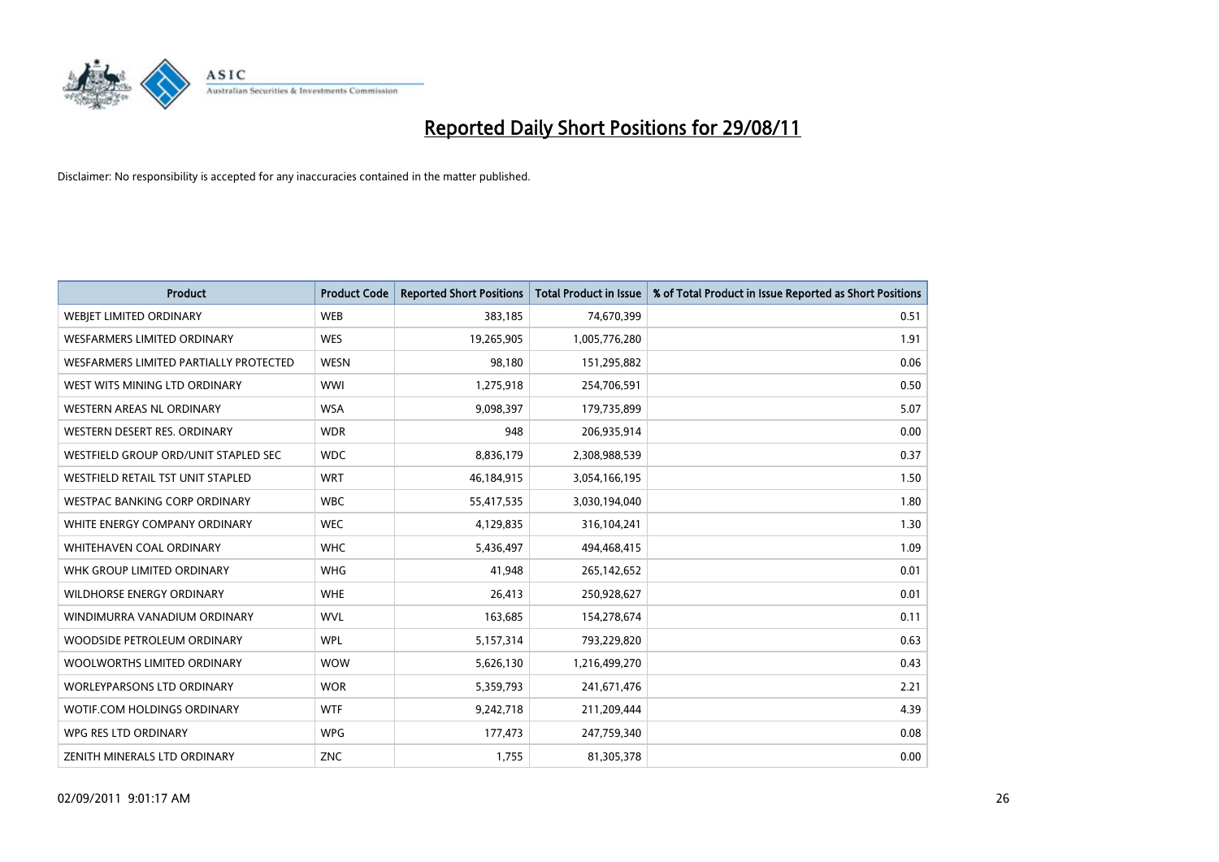# Reported Daily Short Positions for 29/08/11

Disclaimer: No responsibility is accepted for any inaccuracies contained in the matter published.

| Product | Product Code | Reported Short Positions | Total Product in Issue | % of Total Product in Issue Reported as Short Positions |
| --- | --- | --- | --- | --- |
| WEBJET LIMITED ORDINARY | WEB | 383,185 | 74,670,399 | 0.51 |
| WESFARMERS LIMITED ORDINARY | WES | 19,265,905 | 1,005,776,280 | 1.91 |
| WESFARMERS LIMITED PARTIALLY PROTECTED | WESN | 98,180 | 151,295,882 | 0.06 |
| WEST WITS MINING LTD ORDINARY | WWI | 1,275,918 | 254,706,591 | 0.50 |
| WESTERN AREAS NL ORDINARY | WSA | 9,098,397 | 179,735,899 | 5.07 |
| WESTERN DESERT RES. ORDINARY | WDR | 948 | 206,935,914 | 0.00 |
| WESTFIELD GROUP ORD/UNIT STAPLED SEC | WDC | 8,836,179 | 2,308,988,539 | 0.37 |
| WESTFIELD RETAIL TST UNIT STAPLED | WRT | 46,184,915 | 3,054,166,195 | 1.50 |
| WESTPAC BANKING CORP ORDINARY | WBC | 55,417,535 | 3,030,194,040 | 1.80 |
| WHITE ENERGY COMPANY ORDINARY | WEC | 4,129,835 | 316,104,241 | 1.30 |
| WHITEHAVEN COAL ORDINARY | WHC | 5,436,497 | 494,468,415 | 1.09 |
| WHK GROUP LIMITED ORDINARY | WHG | 41,948 | 265,142,652 | 0.01 |
| WILDHORSE ENERGY ORDINARY | WHE | 26,413 | 250,928,627 | 0.01 |
| WINDIMURRA VANADIUM ORDINARY | WVL | 163,685 | 154,278,674 | 0.11 |
| WOODSIDE PETROLEUM ORDINARY | WPL | 5,157,314 | 793,229,820 | 0.63 |
| WOOLWORTHS LIMITED ORDINARY | WOW | 5,626,130 | 1,216,499,270 | 0.43 |
| WORLEYPARSONS LTD ORDINARY | WOR | 5,359,793 | 241,671,476 | 2.21 |
| WOTIF.COM HOLDINGS ORDINARY | WTF | 9,242,718 | 211,209,444 | 4.39 |
| WPG RES LTD ORDINARY | WPG | 177,473 | 247,759,340 | 0.08 |
| ZENITH MINERALS LTD ORDINARY | ZNC | 1,755 | 81,305,378 | 0.00 |

02/09/2011 9:01:17 AM